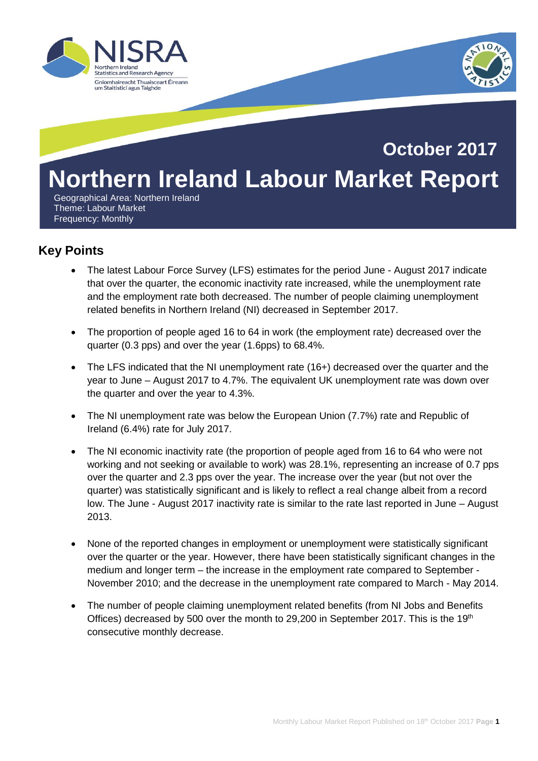October 2017

# Northern Ireland Labour Market Report

Geographical Area: Northern Ireland
Theme: Labour Market
Frequency: Monthly

## Key Points

- The latest Labour Force Survey (LFS) estimates for the period June - August 2017 indicate that over the quarter, the economic inactivity rate increased, while the unemployment rate and the employment rate both decreased. The number of people claiming unemployment related benefits in Northern Ireland (NI) decreased in September 2017.

- The proportion of people aged 16 to 64 in work (the employment rate) decreased over the quarter (0.3 pps) and over the year (1.6pps) to 68.4%.

- The LFS indicated that the NI unemployment rate (16+) decreased over the quarter and the year to June – August 2017 to 4.7%. The equivalent UK unemployment rate was down over the quarter and over the year to 4.3%.

- The NI unemployment rate was below the European Union (7.7%) rate and Republic of Ireland (6.4%) rate for July 2017.

- The NI economic inactivity rate (the proportion of people aged from 16 to 64 who were not working and not seeking or available to work) was 28.1%, representing an increase of 0.7 pps over the quarter and 2.3 pps over the year. The increase over the year (but not over the quarter) was statistically significant and is likely to reflect a real change albeit from a record low. The June - August 2017 inactivity rate is similar to the rate last reported in June – August 2013.

- None of the reported changes in employment or unemployment were statistically significant over the quarter or the year. However, there have been statistically significant changes in the medium and longer term – the increase in the employment rate compared to September - November 2010; and the decrease in the unemployment rate compared to March - May 2014.

- The number of people claiming unemployment related benefits (from NI Jobs and Benefits Offices) decreased by 500 over the month to 29,200 in September 2017. This is the 19th consecutive monthly decrease.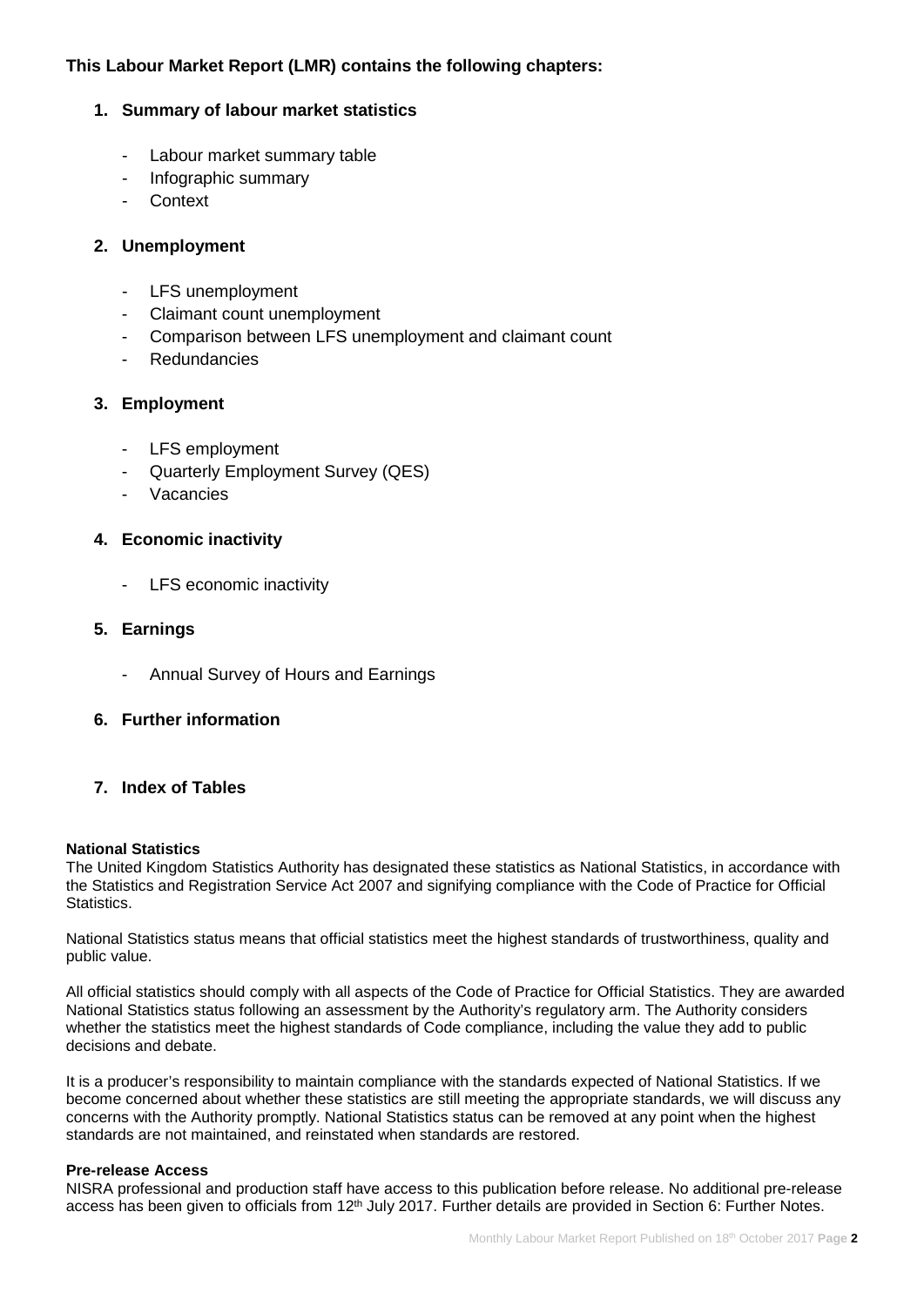**This Labour Market Report (LMR) contains the following chapters:**

1. **Summary of labour market statistics**
   - Labour market summary table
   - Infographic summary
   - Context

2. **Unemployment**
   - LFS unemployment
   - Claimant count unemployment
   - Comparison between LFS unemployment and claimant count
   - Redundancies

3. **Employment**
   - LFS employment
   - Quarterly Employment Survey (QES)
   - Vacancies

4. **Economic inactivity**
   - LFS economic inactivity

5. **Earnings**
   - Annual Survey of Hours and Earnings

6. **Further information**

7. **Index of Tables**

**National Statistics**

The United Kingdom Statistics Authority has designated these statistics as National Statistics, in accordance with the Statistics and Registration Service Act 2007 and signifying compliance with the Code of Practice for Official Statistics.

National Statistics status means that official statistics meet the highest standards of trustworthiness, quality and public value.

All official statistics should comply with all aspects of the Code of Practice for Official Statistics. They are awarded National Statistics status following an assessment by the Authority's regulatory arm. The Authority considers whether the statistics meet the highest standards of Code compliance, including the value they add to public decisions and debate.

It is a producer's responsibility to maintain compliance with the standards expected of National Statistics. If we become concerned about whether these statistics are still meeting the appropriate standards, we will discuss any concerns with the Authority promptly. National Statistics status can be removed at any point when the highest standards are not maintained, and reinstated when standards are restored.

**Pre-release Access**

NISRA professional and production staff have access to this publication before release. No additional pre-release access has been given to officials from 12th July 2017. Further details are provided in Section 6: Further Notes.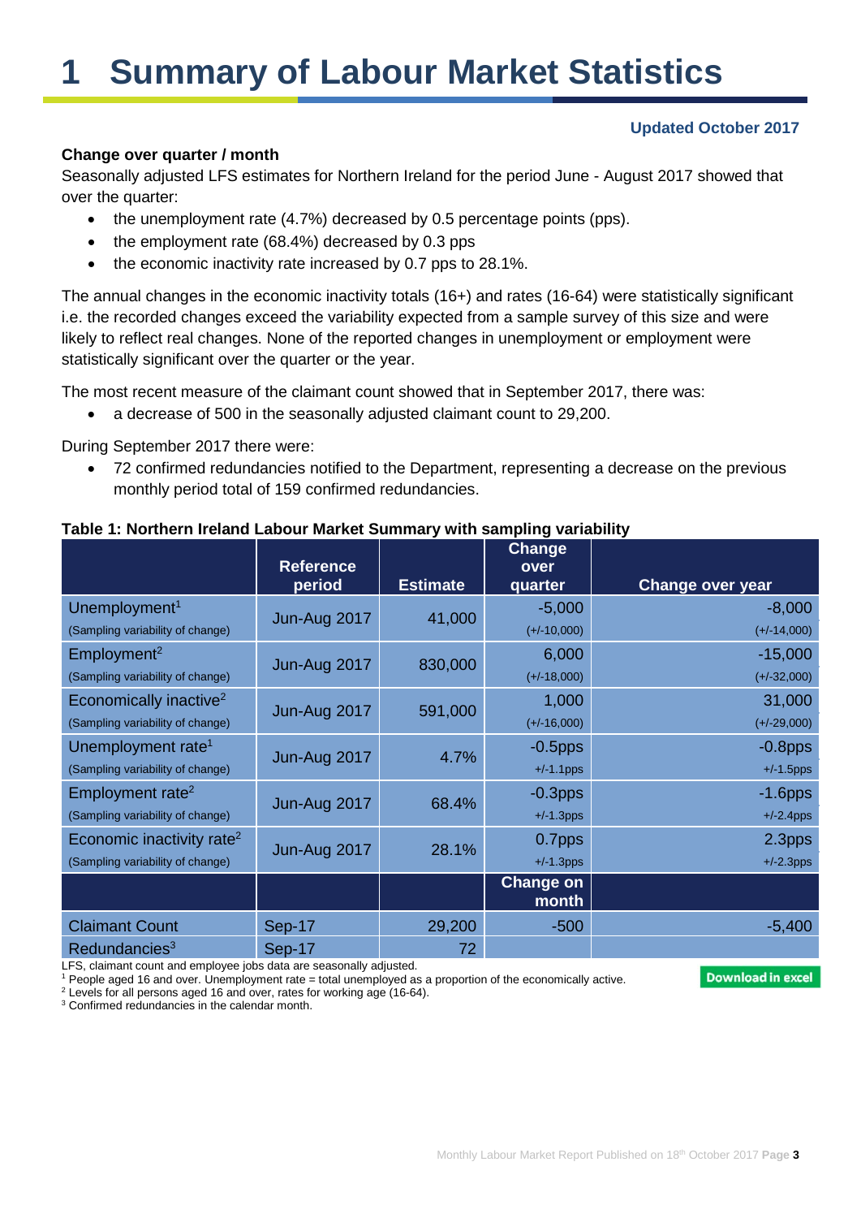# 1 Summary of Labour Market Statistics

**Updated October 2017**

**Change over quarter / month**

Seasonally adjusted LFS estimates for Northern Ireland for the period June - August 2017 showed that over the quarter:

- the unemployment rate (4.7%) decreased by 0.5 percentage points (pps).
- the employment rate (68.4%) decreased by 0.3 pps
- the economic inactivity rate increased by 0.7 pps to 28.1%.

The annual changes in the economic inactivity totals (16+) and rates (16-64) were statistically significant i.e. the recorded changes exceed the variability expected from a sample survey of this size and were likely to reflect real changes. None of the reported changes in unemployment or employment were statistically significant over the quarter or the year.

The most recent measure of the claimant count showed that in September 2017, there was:

- a decrease of 500 in the seasonally adjusted claimant count to 29,200.

During September 2017 there were:

- 72 confirmed redundancies notified to the Department, representing a decrease on the previous monthly period total of 159 confirmed redundancies.

**Table 1: Northern Ireland Labour Market Summary with sampling variability**

| | Reference period | Estimate | Change over quarter | Change over year |
|---|---|---|---|---|
| Unemployment[1] (Sampling variability of change) | Jun-Aug 2017 | 41,000 | -5,000 (+/-10,000) | -8,000 (+/-14,000) |
| Employment[2] (Sampling variability of change) | Jun-Aug 2017 | 830,000 | 6,000 (+/-18,000) | -15,000 (+/-32,000) |
| Economically inactive[2] (Sampling variability of change) | Jun-Aug 2017 | 591,000 | 1,000 (+/-16,000) | 31,000 (+/-29,000) |
| Unemployment rate[1] (Sampling variability of change) | Jun-Aug 2017 | 4.7% | -0.5pps +/-1.1pps | -0.8pps +/-1.5pps |
| Employment rate[2] (Sampling variability of change) | Jun-Aug 2017 | 68.4% | -0.3pps +/-1.3pps | -1.6pps +/-2.4pps |
| Economic inactivity rate[2] (Sampling variability of change) | Jun-Aug 2017 | 28.1% | 0.7pps +/-1.3pps | 2.3pps +/-2.3pps |
| | | | **Change on month** | |
| Claimant Count | Sep-17 | 29,200 | -500 | -5,400 |
| Redundancies[3] | Sep-17 | 72 | | |

LFS, claimant count and employee jobs data are seasonally adjusted.

[1] People aged 16 and over. Unemployment rate = total unemployed as a proportion of the economically active.

[2] Levels for all persons aged 16 and over, rates for working age (16-64).

[3] Confirmed redundancies in the calendar month.

Download in excel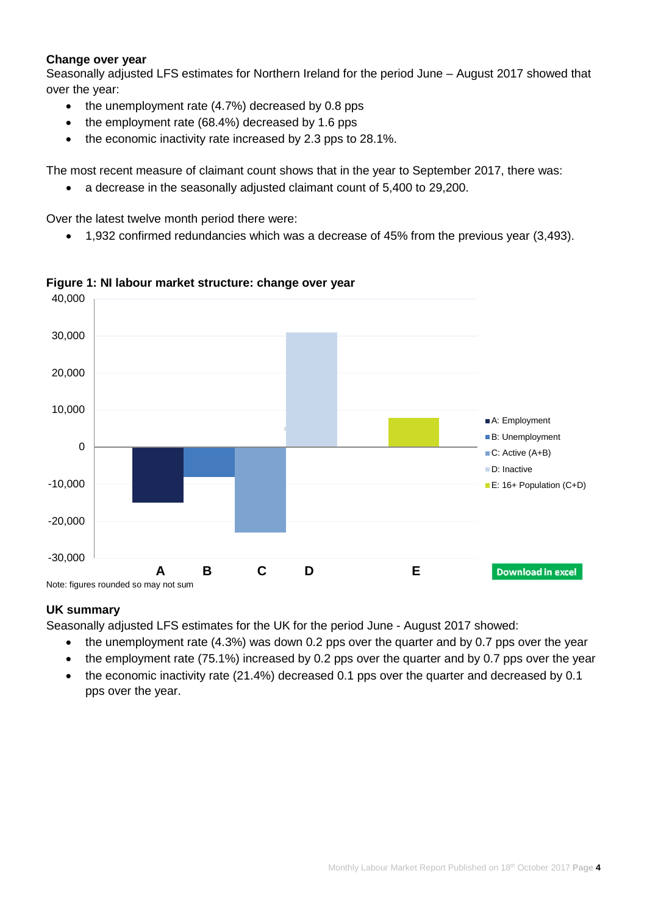**Change over year**

Seasonally adjusted LFS estimates for Northern Ireland for the period June – August 2017 showed that over the year:

- the unemployment rate (4.7%) decreased by 0.8 pps
- the employment rate (68.4%) decreased by 1.6 pps
- the economic inactivity rate increased by 2.3 pps to 28.1%.

The most recent measure of claimant count shows that in the year to September 2017, there was:

- a decrease in the seasonally adjusted claimant count of 5,400 to 29,200.

Over the latest twelve month period there were:

- 1,932 confirmed redundancies which was a decrease of 45% from the previous year (3,493).

**Figure 1: NI labour market structure: change over year**

Note: figures rounded so may not sum

**UK summary**

Seasonally adjusted LFS estimates for the UK for the period June - August 2017 showed:

- the unemployment rate (4.3%) was down 0.2 pps over the quarter and by 0.7 pps over the year
- the employment rate (75.1%) increased by 0.2 pps over the quarter and by 0.7 pps over the year
- the economic inactivity rate (21.4%) decreased 0.1 pps over the quarter and decreased by 0.1 pps over the year.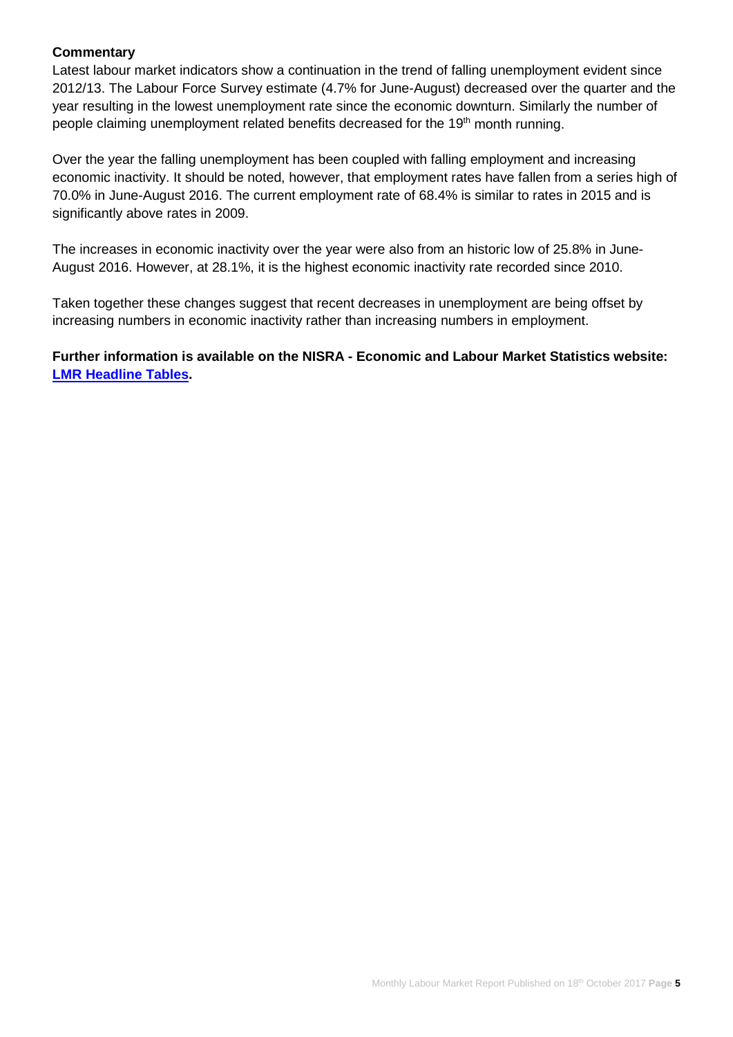**Commentary**

Latest labour market indicators show a continuation in the trend of falling unemployment evident since 2012/13. The Labour Force Survey estimate (4.7% for June-August) decreased over the quarter and the year resulting in the lowest unemployment rate since the economic downturn. Similarly the number of people claiming unemployment related benefits decreased for the 19th month running.

Over the year the falling unemployment has been coupled with falling employment and increasing economic inactivity. It should be noted, however, that employment rates have fallen from a series high of 70.0% in June-August 2016. The current employment rate of 68.4% is similar to rates in 2015 and is significantly above rates in 2009.

The increases in economic inactivity over the year were also from an historic low of 25.8% in June-August 2016. However, at 28.1%, it is the highest economic inactivity rate recorded since 2010.

Taken together these changes suggest that recent decreases in unemployment are being offset by increasing numbers in economic inactivity rather than increasing numbers in employment.

**Further information is available on the NISRA - Economic and Labour Market Statistics website: LMR Headline Tables.**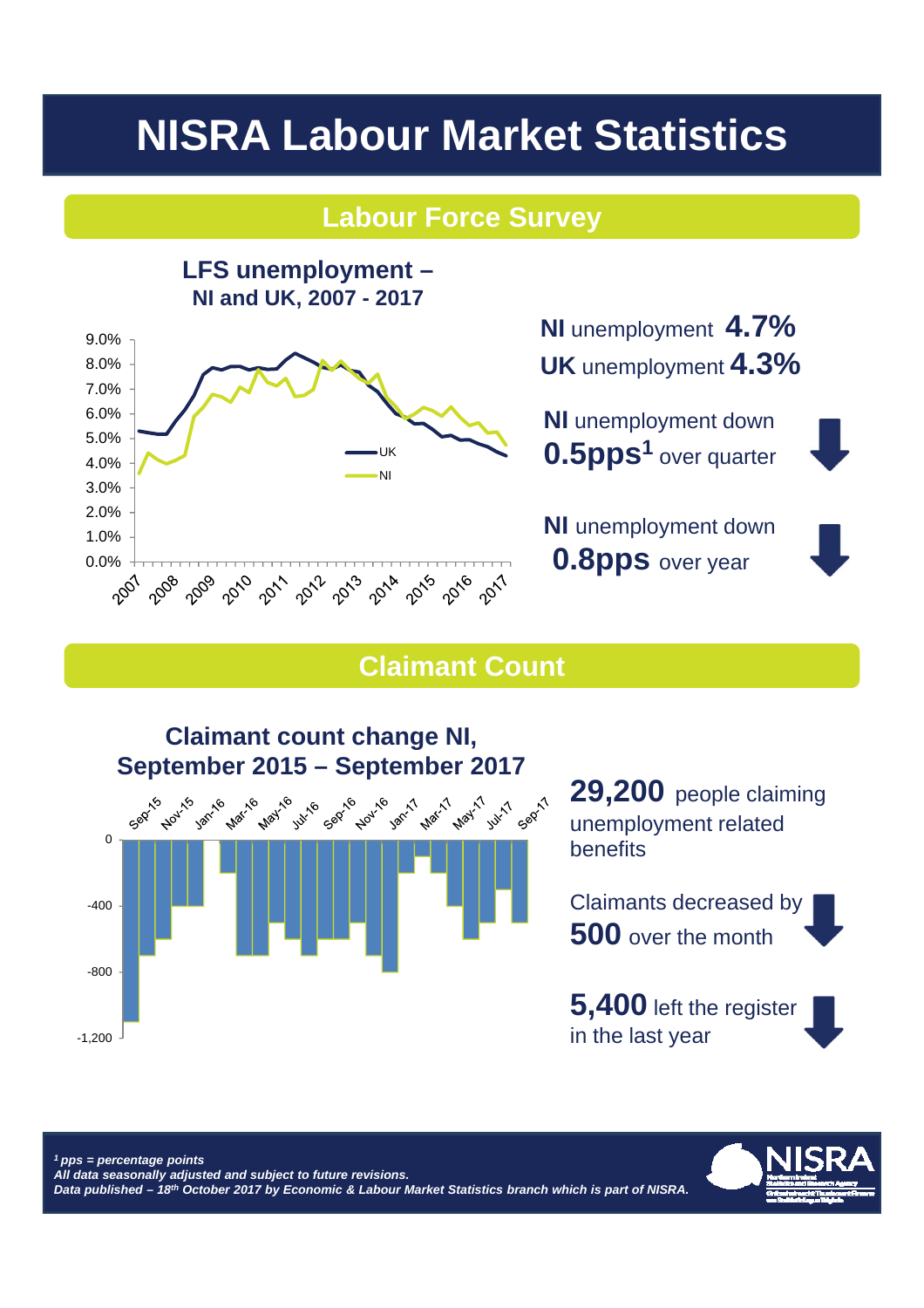# NISRA Labour Market Statistics

## Labour Force Survey

### LFS unemployment – NI and UK, 2007 - 2017

**NI** unemployment **4.7%**
**UK** unemployment **4.3%**

**NI** unemployment down **0.5pps[1]** over quarter

**NI** unemployment down **0.8pps** over year

## Claimant Count

### Claimant count change NI, September 2015 – September 2017

**29,200** people claiming unemployment related benefits

Claimants decreased by **500** over the month

**5,400** left the register in the last year

*[1] pps = percentage points*
*All data seasonally adjusted and subject to future revisions.*
*Data published – 18th October 2017 by Economic & Labour Market Statistics branch which is part of NISRA.*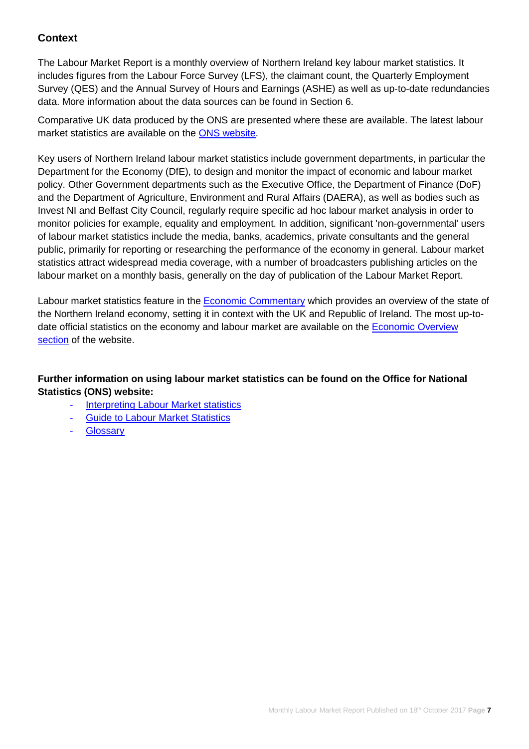## Context

The Labour Market Report is a monthly overview of Northern Ireland key labour market statistics. It includes figures from the Labour Force Survey (LFS), the claimant count, the Quarterly Employment Survey (QES) and the Annual Survey of Hours and Earnings (ASHE) as well as up-to-date redundancies data. More information about the data sources can be found in Section 6.

Comparative UK data produced by the ONS are presented where these are available. The latest labour market statistics are available on the ONS website.

Key users of Northern Ireland labour market statistics include government departments, in particular the Department for the Economy (DfE), to design and monitor the impact of economic and labour market policy. Other Government departments such as the Executive Office, the Department of Finance (DoF) and the Department of Agriculture, Environment and Rural Affairs (DAERA), as well as bodies such as Invest NI and Belfast City Council, regularly require specific ad hoc labour market analysis in order to monitor policies for example, equality and employment. In addition, significant 'non-governmental' users of labour market statistics include the media, banks, academics, private consultants and the general public, primarily for reporting or researching the performance of the economy in general. Labour market statistics attract widespread media coverage, with a number of broadcasters publishing articles on the labour market on a monthly basis, generally on the day of publication of the Labour Market Report.

Labour market statistics feature in the Economic Commentary which provides an overview of the state of the Northern Ireland economy, setting it in context with the UK and Republic of Ireland. The most up-to-date official statistics on the economy and labour market are available on the Economic Overview section of the website.

**Further information on using labour market statistics can be found on the Office for National Statistics (ONS) website:**

- Interpreting Labour Market statistics
- Guide to Labour Market Statistics
- Glossary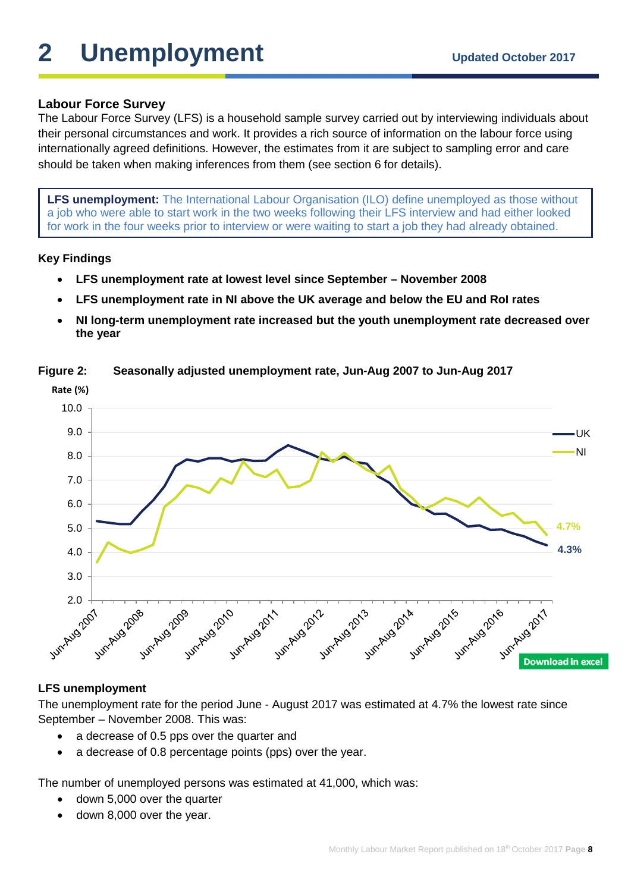# 2 Unemployment

**Updated October 2017**

### Labour Force Survey

The Labour Force Survey (LFS) is a household sample survey carried out by interviewing individuals about their personal circumstances and work. It provides a rich source of information on the labour force using internationally agreed definitions. However, the estimates from it are subject to sampling error and care should be taken when making inferences from them (see section 6 for details).

> **LFS unemployment:** The International Labour Organisation (ILO) define unemployed as those without a job who were able to start work in the two weeks following their LFS interview and had either looked for work in the four weeks prior to interview or were waiting to start a job they had already obtained.

**Key Findings**

- **LFS unemployment rate at lowest level since September – November 2008**
- **LFS unemployment rate in NI above the UK average and below the EU and RoI rates**
- **NI long-term unemployment rate increased but the youth unemployment rate decreased over the year**

**Figure 2: Seasonally adjusted unemployment rate, Jun-Aug 2007 to Jun-Aug 2017**

Download in excel

### LFS unemployment

The unemployment rate for the period June - August 2017 was estimated at 4.7% the lowest rate since September – November 2008. This was:

- a decrease of 0.5 pps over the quarter and
- a decrease of 0.8 percentage points (pps) over the year.

The number of unemployed persons was estimated at 41,000, which was:

- down 5,000 over the quarter
- down 8,000 over the year.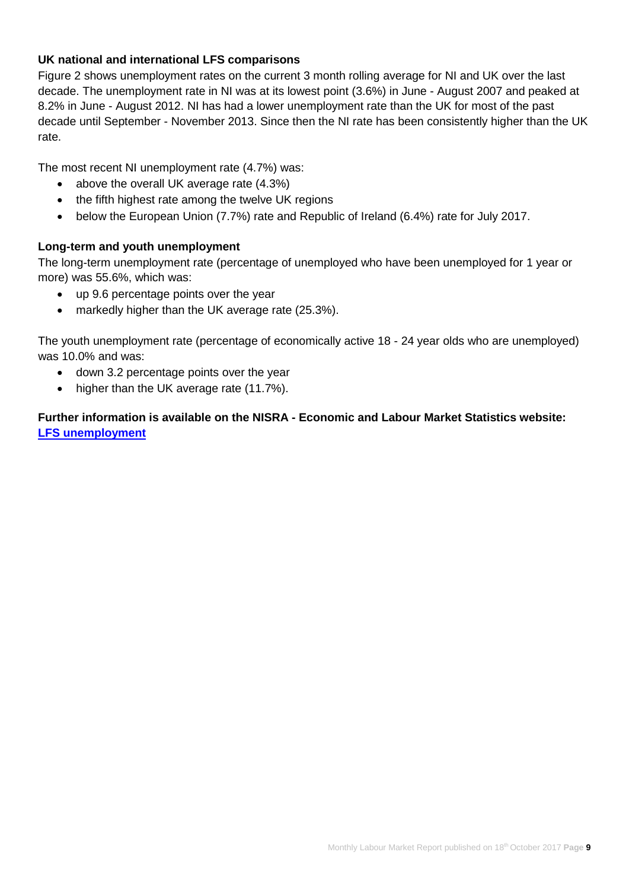### UK national and international LFS comparisons

Figure 2 shows unemployment rates on the current 3 month rolling average for NI and UK over the last decade. The unemployment rate in NI was at its lowest point (3.6%) in June - August 2007 and peaked at 8.2% in June - August 2012. NI has had a lower unemployment rate than the UK for most of the past decade until September - November 2013. Since then the NI rate has been consistently higher than the UK rate.

The most recent NI unemployment rate (4.7%) was:

- above the overall UK average rate (4.3%)
- the fifth highest rate among the twelve UK regions
- below the European Union (7.7%) rate and Republic of Ireland (6.4%) rate for July 2017.

### Long-term and youth unemployment

The long-term unemployment rate (percentage of unemployed who have been unemployed for 1 year or more) was 55.6%, which was:

- up 9.6 percentage points over the year
- markedly higher than the UK average rate (25.3%).

The youth unemployment rate (percentage of economically active 18 - 24 year olds who are unemployed) was 10.0% and was:

- down 3.2 percentage points over the year
- higher than the UK average rate (11.7%).

**Further information is available on the NISRA - Economic and Labour Market Statistics website: [LFS unemployment](LFS unemployment)**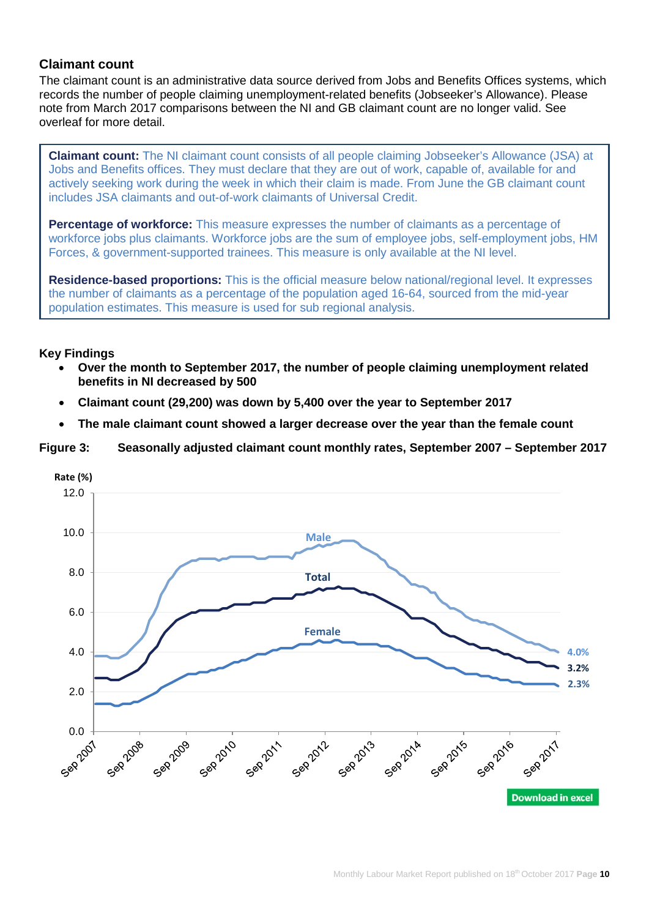## Claimant count

The claimant count is an administrative data source derived from Jobs and Benefits Offices systems, which records the number of people claiming unemployment-related benefits (Jobseeker's Allowance). Please note from March 2017 comparisons between the NI and GB claimant count are no longer valid. See overleaf for more detail.

> **Claimant count:** The NI claimant count consists of all people claiming Jobseeker's Allowance (JSA) at Jobs and Benefits offices. They must declare that they are out of work, capable of, available for and actively seeking work during the week in which their claim is made. From June the GB claimant count includes JSA claimants and out-of-work claimants of Universal Credit.
>
> **Percentage of workforce:** This measure expresses the number of claimants as a percentage of workforce jobs plus claimants. Workforce jobs are the sum of employee jobs, self-employment jobs, HM Forces, & government-supported trainees. This measure is only available at the NI level.
>
> **Residence-based proportions:** This is the official measure below national/regional level. It expresses the number of claimants as a percentage of the population aged 16-64, sourced from the mid-year population estimates. This measure is used for sub regional analysis.

**Key Findings**

- **Over the month to September 2017, the number of people claiming unemployment related benefits in NI decreased by 500**
- **Claimant count (29,200) was down by 5,400 over the year to September 2017**
- **The male claimant count showed a larger decrease over the year than the female count**

**Figure 3: Seasonally adjusted claimant count monthly rates, September 2007 – September 2017**

Rate (%)

Male 4.0%, Total 3.2%, Female 2.3%

Download in excel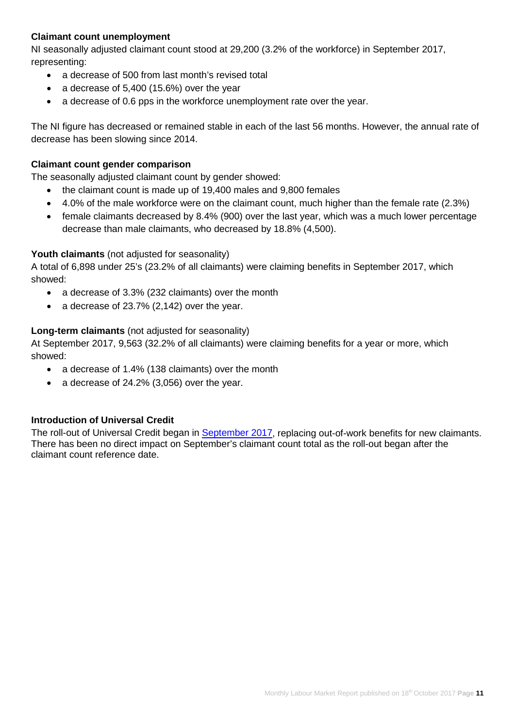**Claimant count unemployment**

NI seasonally adjusted claimant count stood at 29,200 (3.2% of the workforce) in September 2017, representing:

- a decrease of 500 from last month's revised total
- a decrease of 5,400 (15.6%) over the year
- a decrease of 0.6 pps in the workforce unemployment rate over the year.

The NI figure has decreased or remained stable in each of the last 56 months. However, the annual rate of decrease has been slowing since 2014.

**Claimant count gender comparison**

The seasonally adjusted claimant count by gender showed:

- the claimant count is made up of 19,400 males and 9,800 females
- 4.0% of the male workforce were on the claimant count, much higher than the female rate (2.3%)
- female claimants decreased by 8.4% (900) over the last year, which was a much lower percentage decrease than male claimants, who decreased by 18.8% (4,500).

**Youth claimants** (not adjusted for seasonality)

A total of 6,898 under 25's (23.2% of all claimants) were claiming benefits in September 2017, which showed:

- a decrease of 3.3% (232 claimants) over the month
- a decrease of 23.7% (2,142) over the year.

**Long-term claimants** (not adjusted for seasonality)

At September 2017, 9,563 (32.2% of all claimants) were claiming benefits for a year or more, which showed:

- a decrease of 1.4% (138 claimants) over the month
- a decrease of 24.2% (3,056) over the year.

**Introduction of Universal Credit**

The roll-out of Universal Credit began in September 2017, replacing out-of-work benefits for new claimants. There has been no direct impact on September's claimant count total as the roll-out began after the claimant count reference date.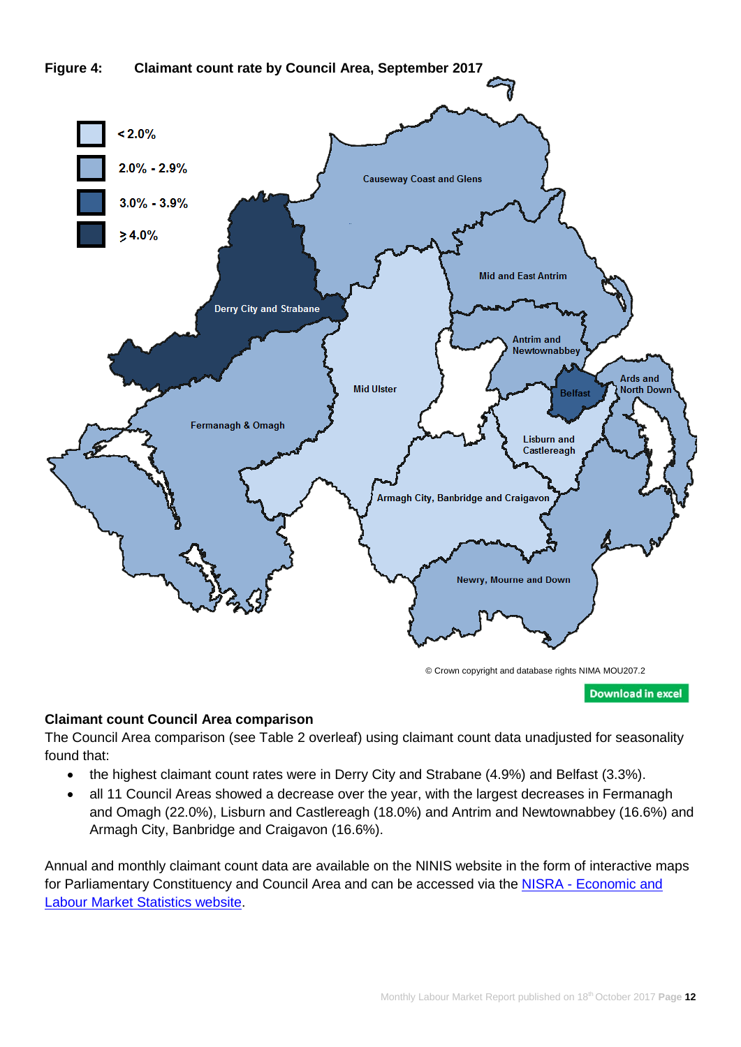**Figure 4: Claimant count rate by Council Area, September 2017**

< 2.0%

2.0% - 2.9%

3.0% - 3.9%

≥ 4.0%

Causeway Coast and Glens

Mid and East Antrim

Derry City and Strabane

Antrim and Newtownabbey

Ards and North Down

Belfast

Mid Ulster

Fermanagh & Omagh

Lisburn and Castlereagh

Armagh City, Banbridge and Craigavon

Newry, Mourne and Down

© Crown copyright and database rights NIMA MOU207.2

Download in excel

**Claimant count Council Area comparison**

The Council Area comparison (see Table 2 overleaf) using claimant count data unadjusted for seasonality found that:

- the highest claimant count rates were in Derry City and Strabane (4.9%) and Belfast (3.3%).
- all 11 Council Areas showed a decrease over the year, with the largest decreases in Fermanagh and Omagh (22.0%), Lisburn and Castlereagh (18.0%) and Antrim and Newtownabbey (16.6%) and Armagh City, Banbridge and Craigavon (16.6%).

Annual and monthly claimant count data are available on the NINIS website in the form of interactive maps for Parliamentary Constituency and Council Area and can be accessed via the NISRA - Economic and Labour Market Statistics website.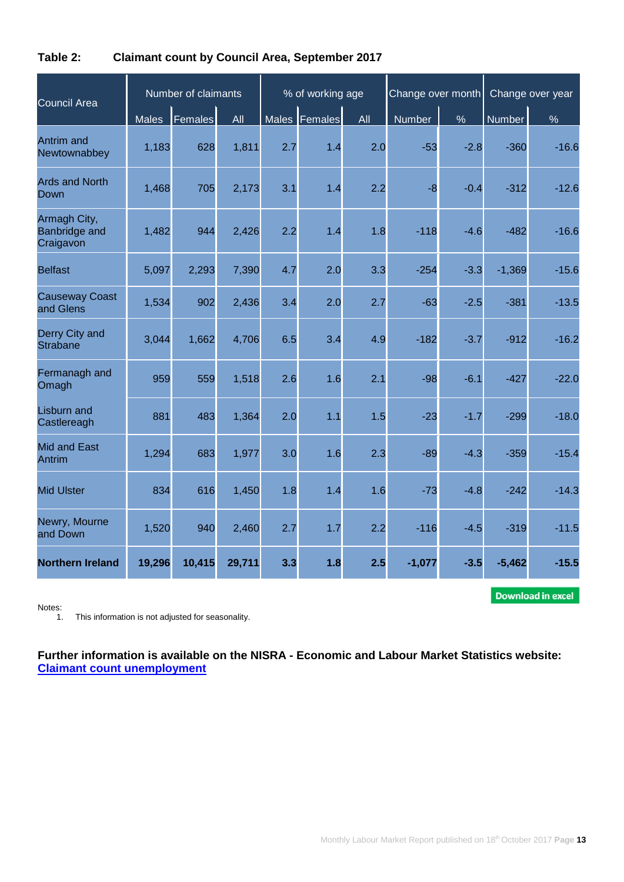**Table 2: Claimant count by Council Area, September 2017**

| Council Area | Number of claimants | | | % of working age | | | Change over month | | Change over year | |
|---|---|---|---|---|---|---|---|---|---|---|
| | Males | Females | All | Males | Females | All | Number | % | Number | % |
| Antrim and Newtownabbey | 1,183 | 628 | 1,811 | 2.7 | 1.4 | 2.0 | -53 | -2.8 | -360 | -16.6 |
| Ards and North Down | 1,468 | 705 | 2,173 | 3.1 | 1.4 | 2.2 | -8 | -0.4 | -312 | -12.6 |
| Armagh City, Banbridge and Craigavon | 1,482 | 944 | 2,426 | 2.2 | 1.4 | 1.8 | -118 | -4.6 | -482 | -16.6 |
| Belfast | 5,097 | 2,293 | 7,390 | 4.7 | 2.0 | 3.3 | -254 | -3.3 | -1,369 | -15.6 |
| Causeway Coast and Glens | 1,534 | 902 | 2,436 | 3.4 | 2.0 | 2.7 | -63 | -2.5 | -381 | -13.5 |
| Derry City and Strabane | 3,044 | 1,662 | 4,706 | 6.5 | 3.4 | 4.9 | -182 | -3.7 | -912 | -16.2 |
| Fermanagh and Omagh | 959 | 559 | 1,518 | 2.6 | 1.6 | 2.1 | -98 | -6.1 | -427 | -22.0 |
| Lisburn and Castlereagh | 881 | 483 | 1,364 | 2.0 | 1.1 | 1.5 | -23 | -1.7 | -299 | -18.0 |
| Mid and East Antrim | 1,294 | 683 | 1,977 | 3.0 | 1.6 | 2.3 | -89 | -4.3 | -359 | -15.4 |
| Mid Ulster | 834 | 616 | 1,450 | 1.8 | 1.4 | 1.6 | -73 | -4.8 | -242 | -14.3 |
| Newry, Mourne and Down | 1,520 | 940 | 2,460 | 2.7 | 1.7 | 2.2 | -116 | -4.5 | -319 | -11.5 |
| **Northern Ireland** | **19,296** | **10,415** | **29,711** | **3.3** | **1.8** | **2.5** | **-1,077** | **-3.5** | **-5,462** | **-15.5** |

Download in excel

Notes:
1. This information is not adjusted for seasonality.

**Further information is available on the NISRA - Economic and Labour Market Statistics website:** **Claimant count unemployment**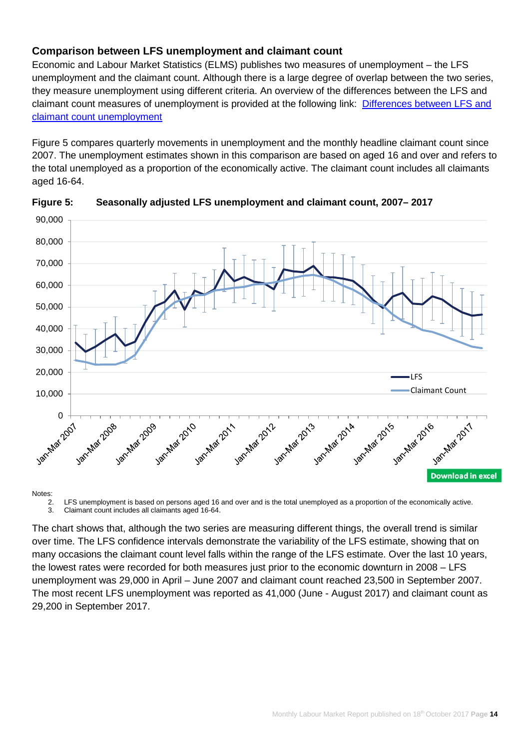## Comparison between LFS unemployment and claimant count

Economic and Labour Market Statistics (ELMS) publishes two measures of unemployment – the LFS unemployment and the claimant count. Although there is a large degree of overlap between the two series, they measure unemployment using different criteria. An overview of the differences between the LFS and claimant count measures of unemployment is provided at the following link: [Differences between LFS and claimant count unemployment]

Figure 5 compares quarterly movements in unemployment and the monthly headline claimant count since 2007. The unemployment estimates shown in this comparison are based on aged 16 and over and refers to the total unemployed as a proportion of the economically active. The claimant count includes all claimants aged 16-64.

**Figure 5: Seasonally adjusted LFS unemployment and claimant count, 2007– 2017**

Download in excel

Notes:
2. LFS unemployment is based on persons aged 16 and over and is the total unemployed as a proportion of the economically active.
3. Claimant count includes all claimants aged 16-64.

The chart shows that, although the two series are measuring different things, the overall trend is similar over time. The LFS confidence intervals demonstrate the variability of the LFS estimate, showing that on many occasions the claimant count level falls within the range of the LFS estimate. Over the last 10 years, the lowest rates were recorded for both measures just prior to the economic downturn in 2008 – LFS unemployment was 29,000 in April – June 2007 and claimant count reached 23,500 in September 2007. The most recent LFS unemployment was reported as 41,000 (June - August 2017) and claimant count as 29,200 in September 2017.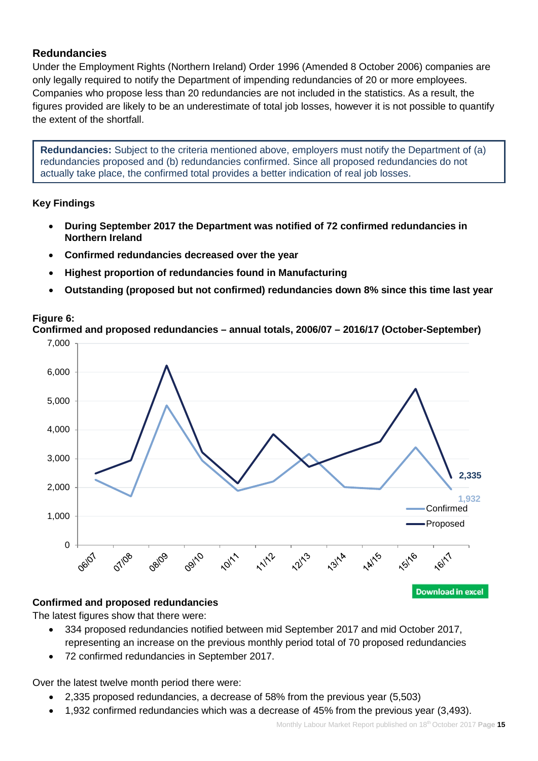## Redundancies

Under the Employment Rights (Northern Ireland) Order 1996 (Amended 8 October 2006) companies are only legally required to notify the Department of impending redundancies of 20 or more employees. Companies who propose less than 20 redundancies are not included in the statistics. As a result, the figures provided are likely to be an underestimate of total job losses, however it is not possible to quantify the extent of the shortfall.

> **Redundancies:** Subject to the criteria mentioned above, employers must notify the Department of (a) redundancies proposed and (b) redundancies confirmed. Since all proposed redundancies do not actually take place, the confirmed total provides a better indication of real job losses.

### Key Findings

- **During September 2017 the Department was notified of 72 confirmed redundancies in Northern Ireland**
- **Confirmed redundancies decreased over the year**
- **Highest proportion of redundancies found in Manufacturing**
- **Outstanding (proposed but not confirmed) redundancies down 8% since this time last year**

**Figure 6:**
**Confirmed and proposed redundancies – annual totals, 2006/07 – 2016/17 (October-September)**

Download in excel

### Confirmed and proposed redundancies

The latest figures show that there were:

- 334 proposed redundancies notified between mid September 2017 and mid October 2017, representing an increase on the previous monthly period total of 70 proposed redundancies
- 72 confirmed redundancies in September 2017.

Over the latest twelve month period there were:

- 2,335 proposed redundancies, a decrease of 58% from the previous year (5,503)
- 1,932 confirmed redundancies which was a decrease of 45% from the previous year (3,493).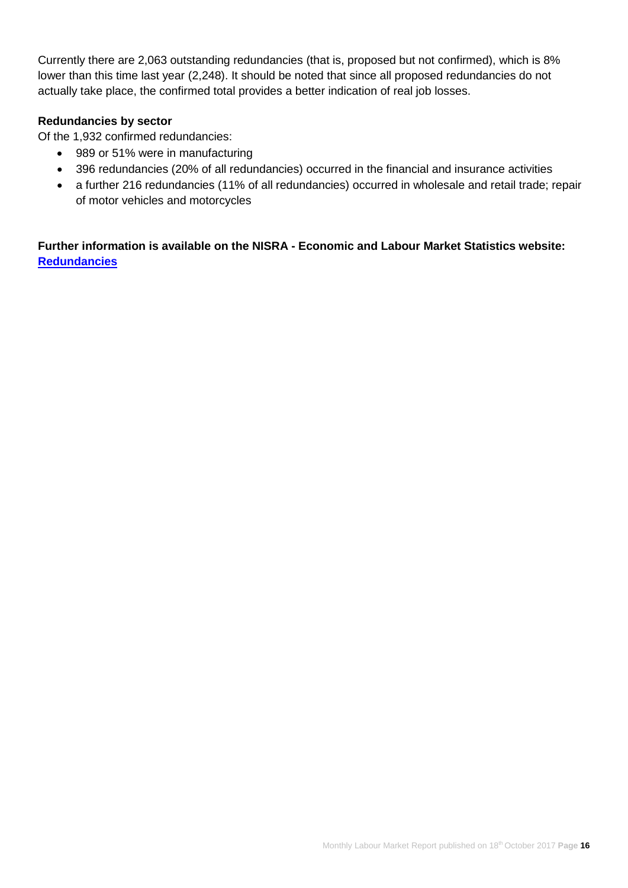Currently there are 2,063 outstanding redundancies (that is, proposed but not confirmed), which is 8% lower than this time last year (2,248). It should be noted that since all proposed redundancies do not actually take place, the confirmed total provides a better indication of real job losses.

**Redundancies by sector**

Of the 1,932 confirmed redundancies:

- 989 or 51% were in manufacturing
- 396 redundancies (20% of all redundancies) occurred in the financial and insurance activities
- a further 216 redundancies (11% of all redundancies) occurred in wholesale and retail trade; repair of motor vehicles and motorcycles

**Further information is available on the NISRA - Economic and Labour Market Statistics website: Redundancies**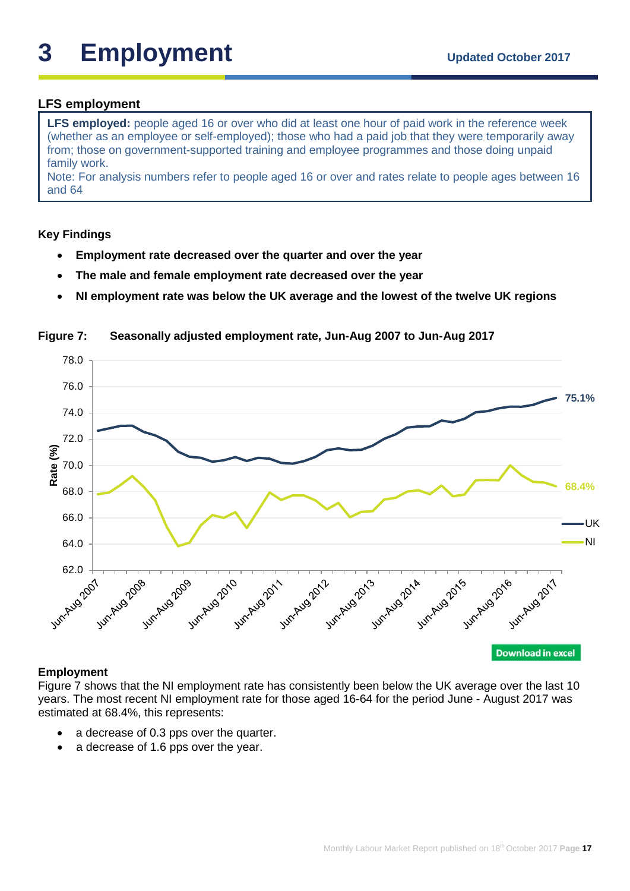# 3 Employment

**Updated October 2017**

## LFS employment

> **LFS employed:** people aged 16 or over who did at least one hour of paid work in the reference week (whether as an employee or self-employed); those who had a paid job that they were temporarily away from; those on government-supported training and employee programmes and those doing unpaid family work.
> Note: For analysis numbers refer to people aged 16 or over and rates relate to people ages between 16 and 64

### Key Findings

- **Employment rate decreased over the quarter and over the year**
- **The male and female employment rate decreased over the year**
- **NI employment rate was below the UK average and the lowest of the twelve UK regions**

**Figure 7: Seasonally adjusted employment rate, Jun-Aug 2007 to Jun-Aug 2017**

Download in excel

### Employment

Figure 7 shows that the NI employment rate has consistently been below the UK average over the last 10 years. The most recent NI employment rate for those aged 16-64 for the period June - August 2017 was estimated at 68.4%, this represents:

- a decrease of 0.3 pps over the quarter.
- a decrease of 1.6 pps over the year.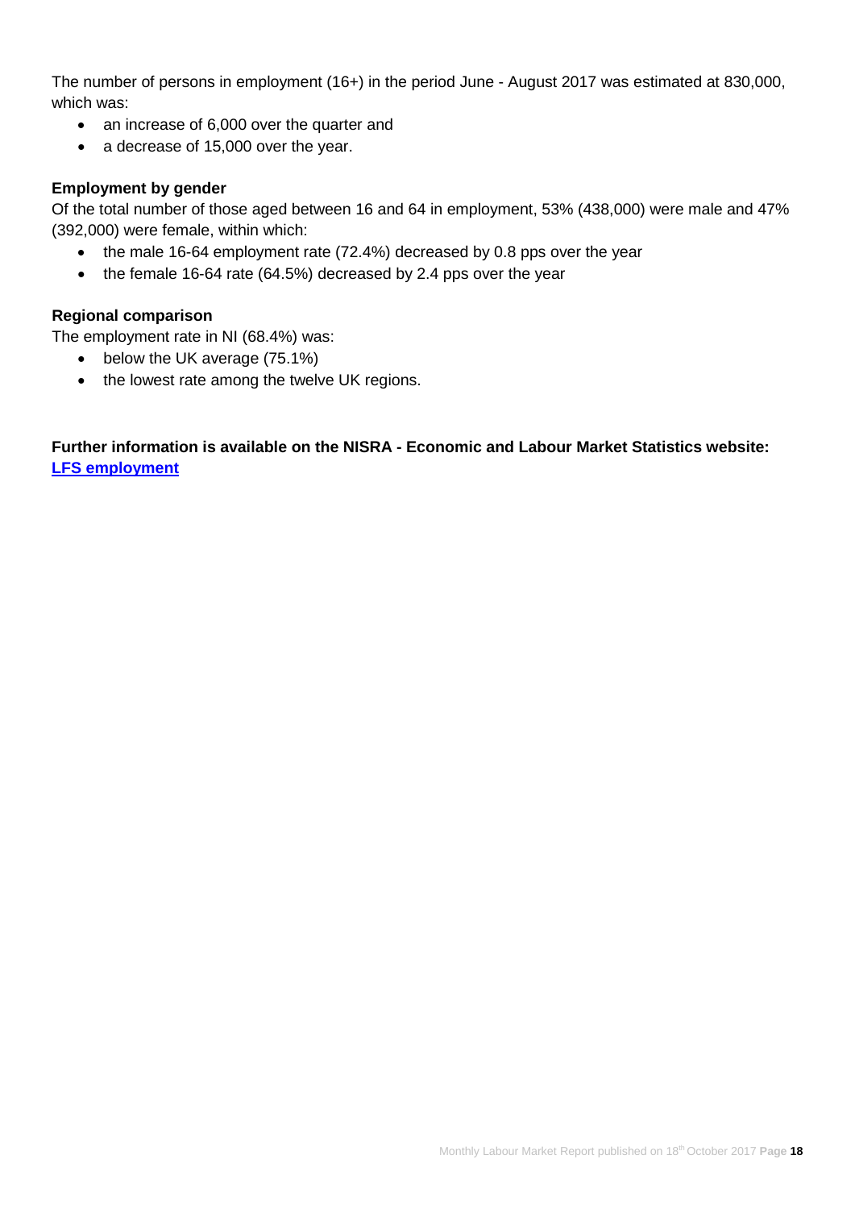The number of persons in employment (16+) in the period June - August 2017 was estimated at 830,000, which was:

- an increase of 6,000 over the quarter and
- a decrease of 15,000 over the year.

**Employment by gender**

Of the total number of those aged between 16 and 64 in employment, 53% (438,000) were male and 47% (392,000) were female, within which:

- the male 16-64 employment rate (72.4%) decreased by 0.8 pps over the year
- the female 16-64 rate (64.5%) decreased by 2.4 pps over the year

**Regional comparison**

The employment rate in NI (68.4%) was:

- below the UK average (75.1%)
- the lowest rate among the twelve UK regions.

**Further information is available on the NISRA - Economic and Labour Market Statistics website:** **[LFS employment]**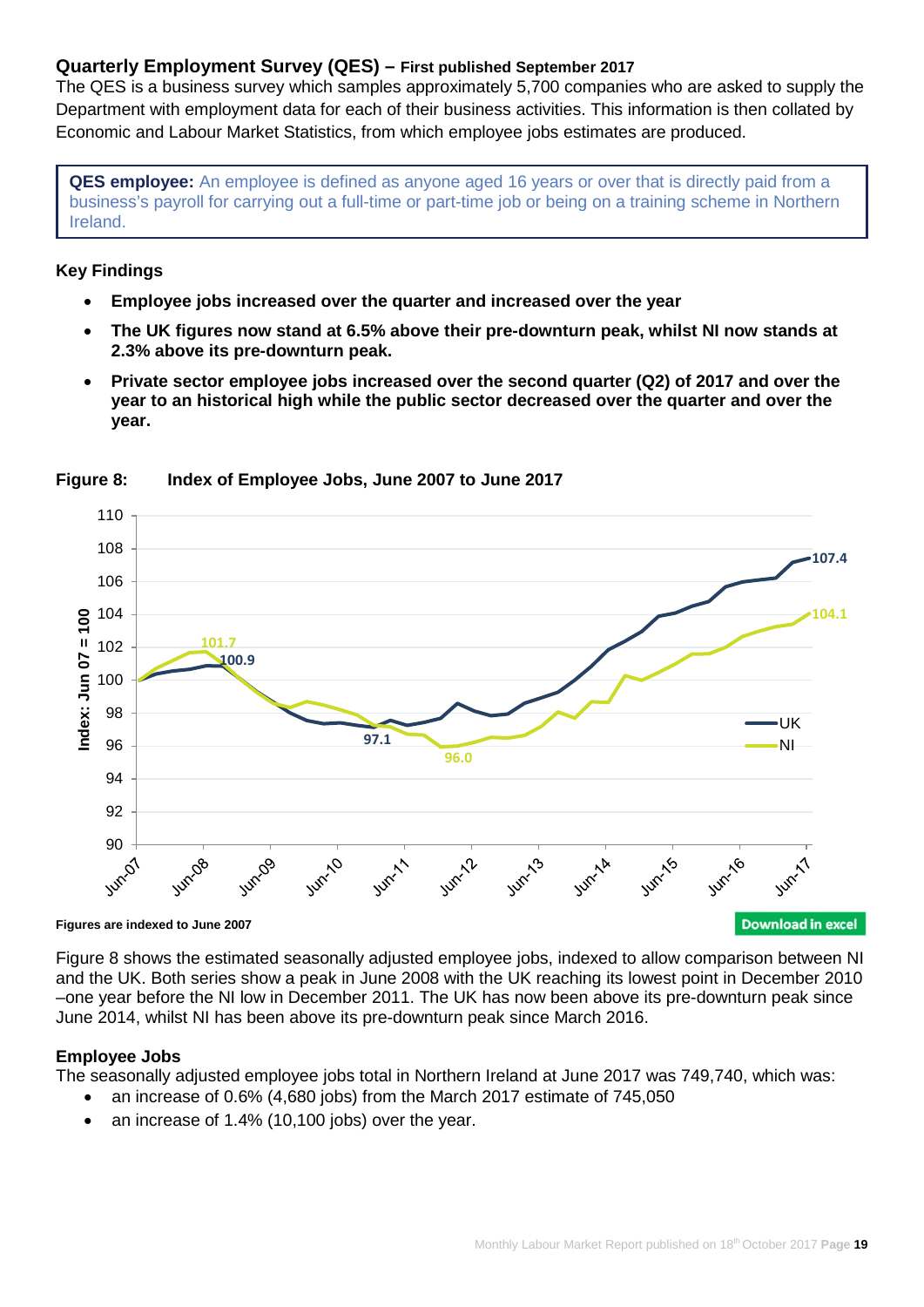## Quarterly Employment Survey (QES) – First published September 2017

The QES is a business survey which samples approximately 5,700 companies who are asked to supply the Department with employment data for each of their business activities. This information is then collated by Economic and Labour Market Statistics, from which employee jobs estimates are produced.

> **QES employee:** An employee is defined as anyone aged 16 years or over that is directly paid from a business's payroll for carrying out a full-time or part-time job or being on a training scheme in Northern Ireland.

### Key Findings

- **Employee jobs increased over the quarter and increased over the year**
- **The UK figures now stand at 6.5% above their pre-downturn peak, whilst NI now stands at 2.3% above its pre-downturn peak.**
- **Private sector employee jobs increased over the second quarter (Q2) of 2017 and over the year to an historical high while the public sector decreased over the quarter and over the year.**

**Figure 8: Index of Employee Jobs, June 2007 to June 2017**

**Figures are indexed to June 2007**

Download in excel

Figure 8 shows the estimated seasonally adjusted employee jobs, indexed to allow comparison between NI and the UK. Both series show a peak in June 2008 with the UK reaching its lowest point in December 2010 –one year before the NI low in December 2011. The UK has now been above its pre-downturn peak since June 2014, whilst NI has been above its pre-downturn peak since March 2016.

### Employee Jobs

The seasonally adjusted employee jobs total in Northern Ireland at June 2017 was 749,740, which was:

- an increase of 0.6% (4,680 jobs) from the March 2017 estimate of 745,050
- an increase of 1.4% (10,100 jobs) over the year.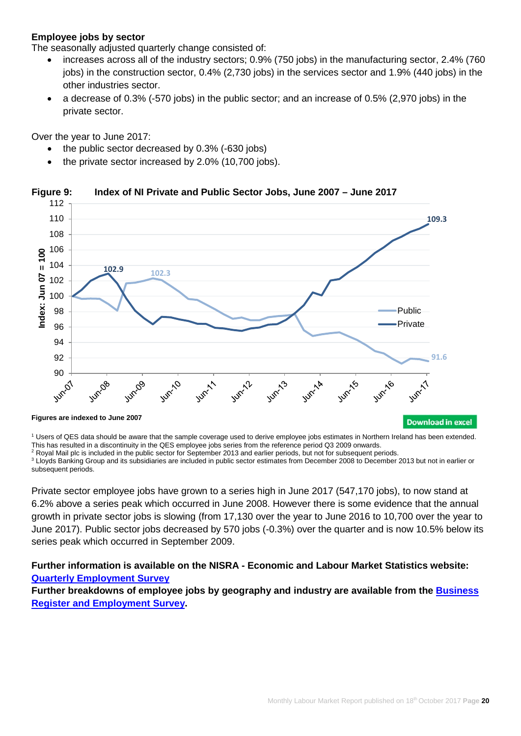**Employee jobs by sector**

The seasonally adjusted quarterly change consisted of:

- increases across all of the industry sectors; 0.9% (750 jobs) in the manufacturing sector, 2.4% (760 jobs) in the construction sector, 0.4% (2,730 jobs) in the services sector and 1.9% (440 jobs) in the other industries sector.
- a decrease of 0.3% (-570 jobs) in the public sector; and an increase of 0.5% (2,970 jobs) in the private sector.

Over the year to June 2017:

- the public sector decreased by 0.3% (-630 jobs)
- the private sector increased by 2.0% (10,700 jobs).

**Figure 9: Index of NI Private and Public Sector Jobs, June 2007 – June 2017**

**Figures are indexed to June 2007**

Download in excel

[1] Users of QES data should be aware that the sample coverage used to derive employee jobs estimates in Northern Ireland has been extended. This has resulted in a discontinuity in the QES employee jobs series from the reference period Q3 2009 onwards.
[2] Royal Mail plc is included in the public sector for September 2013 and earlier periods, but not for subsequent periods.
[3] Lloyds Banking Group and its subsidiaries are included in public sector estimates from December 2008 to December 2013 but not in earlier or subsequent periods.

Private sector employee jobs have grown to a series high in June 2017 (547,170 jobs), to now stand at 6.2% above a series peak which occurred in June 2008. However there is some evidence that the annual growth in private sector jobs is slowing (from 17,130 over the year to June 2016 to 10,700 over the year to June 2017). Public sector jobs decreased by 570 jobs (-0.3%) over the quarter and is now 10.5% below its series peak which occurred in September 2009.

**Further information is available on the NISRA - Economic and Labour Market Statistics website: [Quarterly Employment Survey](#)**

**Further breakdowns of employee jobs by geography and industry are available from the [Business Register and Employment Survey](#).**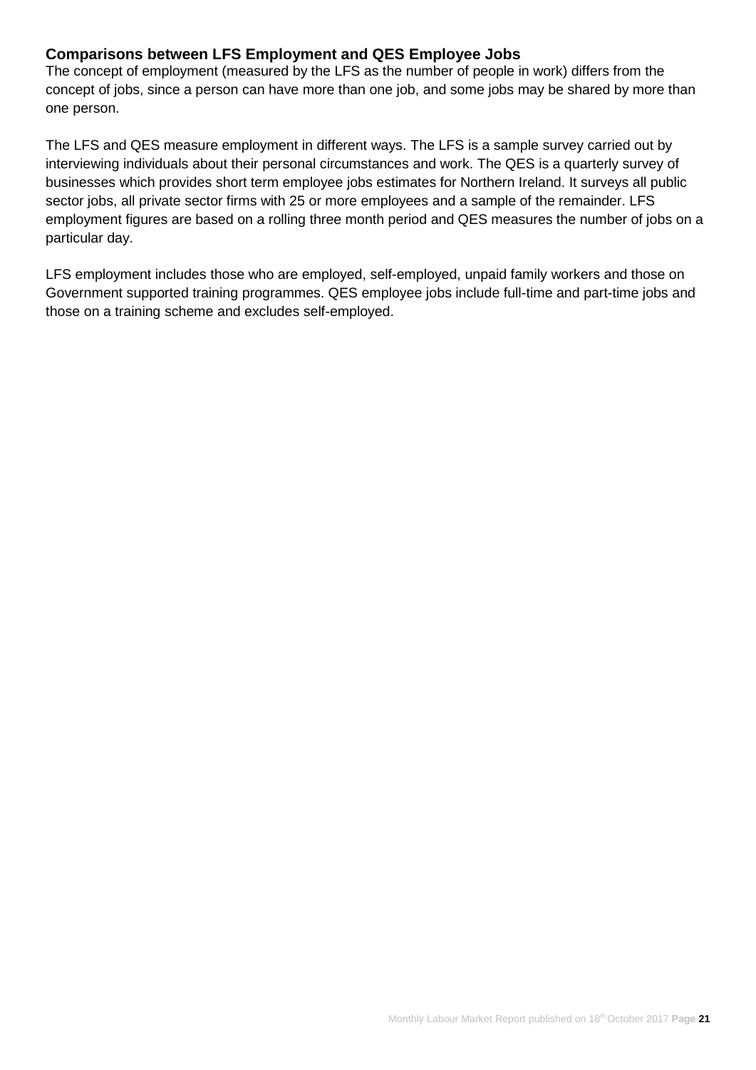### Comparisons between LFS Employment and QES Employee Jobs

The concept of employment (measured by the LFS as the number of people in work) differs from the concept of jobs, since a person can have more than one job, and some jobs may be shared by more than one person.

The LFS and QES measure employment in different ways. The LFS is a sample survey carried out by interviewing individuals about their personal circumstances and work. The QES is a quarterly survey of businesses which provides short term employee jobs estimates for Northern Ireland. It surveys all public sector jobs, all private sector firms with 25 or more employees and a sample of the remainder. LFS employment figures are based on a rolling three month period and QES measures the number of jobs on a particular day.

LFS employment includes those who are employed, self-employed, unpaid family workers and those on Government supported training programmes. QES employee jobs include full-time and part-time jobs and those on a training scheme and excludes self-employed.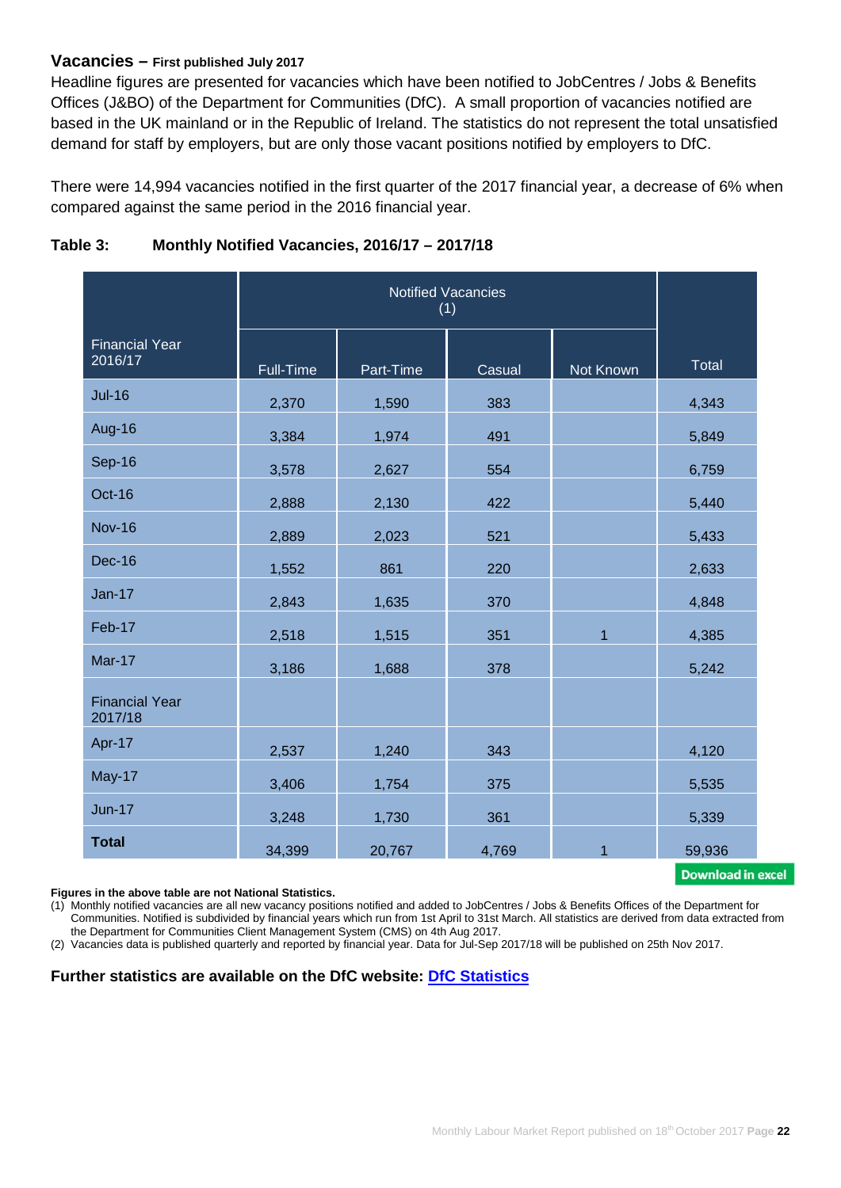## Vacancies – First published July 2017

Headline figures are presented for vacancies which have been notified to JobCentres / Jobs & Benefits Offices (J&BO) of the Department for Communities (DfC). A small proportion of vacancies notified are based in the UK mainland or in the Republic of Ireland. The statistics do not represent the total unsatisfied demand for staff by employers, but are only those vacant positions notified by employers to DfC.

There were 14,994 vacancies notified in the first quarter of the 2017 financial year, a decrease of 6% when compared against the same period in the 2016 financial year.

**Table 3: Monthly Notified Vacancies, 2016/17 – 2017/18**

| | Notified Vacancies (1) | | | | |
|---|---|---|---|---|---|
| Financial Year 2016/17 | Full-Time | Part-Time | Casual | Not Known | Total |
| Jul-16 | 2,370 | 1,590 | 383 | | 4,343 |
| Aug-16 | 3,384 | 1,974 | 491 | | 5,849 |
| Sep-16 | 3,578 | 2,627 | 554 | | 6,759 |
| Oct-16 | 2,888 | 2,130 | 422 | | 5,440 |
| Nov-16 | 2,889 | 2,023 | 521 | | 5,433 |
| Dec-16 | 1,552 | 861 | 220 | | 2,633 |
| Jan-17 | 2,843 | 1,635 | 370 | | 4,848 |
| Feb-17 | 2,518 | 1,515 | 351 | 1 | 4,385 |
| Mar-17 | 3,186 | 1,688 | 378 | | 5,242 |
| Financial Year 2017/18 | | | | | |
| Apr-17 | 2,537 | 1,240 | 343 | | 4,120 |
| May-17 | 3,406 | 1,754 | 375 | | 5,535 |
| Jun-17 | 3,248 | 1,730 | 361 | | 5,339 |
| **Total** | 34,399 | 20,767 | 4,769 | 1 | 59,936 |

Download in excel

**Figures in the above table are not National Statistics.**

(1) Monthly notified vacancies are all new vacancy positions notified and added to JobCentres / Jobs & Benefits Offices of the Department for Communities. Notified is subdivided by financial years which run from 1st April to 31st March. All statistics are derived from data extracted from the Department for Communities Client Management System (CMS) on 4th Aug 2017.

(2) Vacancies data is published quarterly and reported by financial year. Data for Jul-Sep 2017/18 will be published on 25th Nov 2017.

**Further statistics are available on the DfC website: DfC Statistics**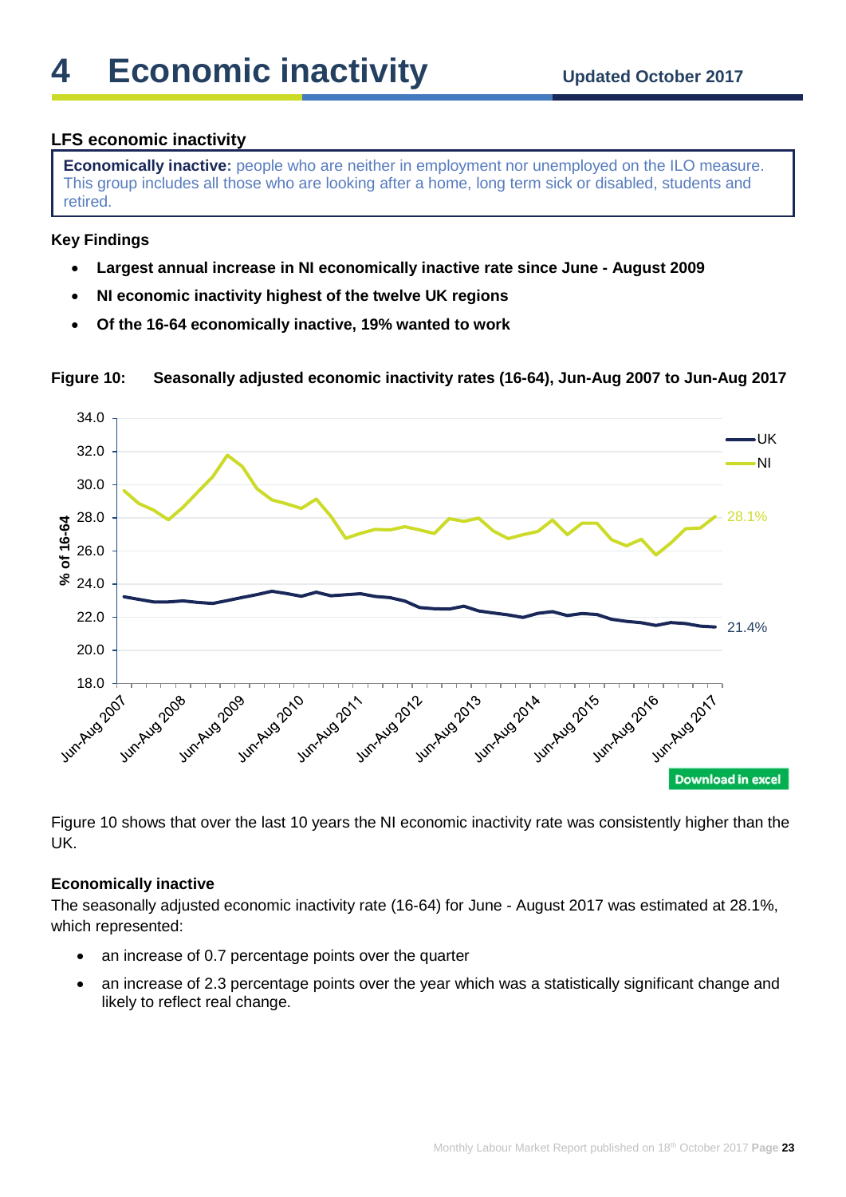# 4 Economic inactivity

Updated October 2017

### LFS economic inactivity

**Economically inactive:** people who are neither in employment nor unemployed on the ILO measure. This group includes all those who are looking after a home, long term sick or disabled, students and retired.

**Key Findings**

- **Largest annual increase in NI economically inactive rate since June - August 2009**
- **NI economic inactivity highest of the twelve UK regions**
- **Of the 16-64 economically inactive, 19% wanted to work**

**Figure 10: Seasonally adjusted economic inactivity rates (16-64), Jun-Aug 2007 to Jun-Aug 2017**

Download in excel

Figure 10 shows that over the last 10 years the NI economic inactivity rate was consistently higher than the UK.

**Economically inactive**

The seasonally adjusted economic inactivity rate (16-64) for June - August 2017 was estimated at 28.1%, which represented:

- an increase of 0.7 percentage points over the quarter
- an increase of 2.3 percentage points over the year which was a statistically significant change and likely to reflect real change.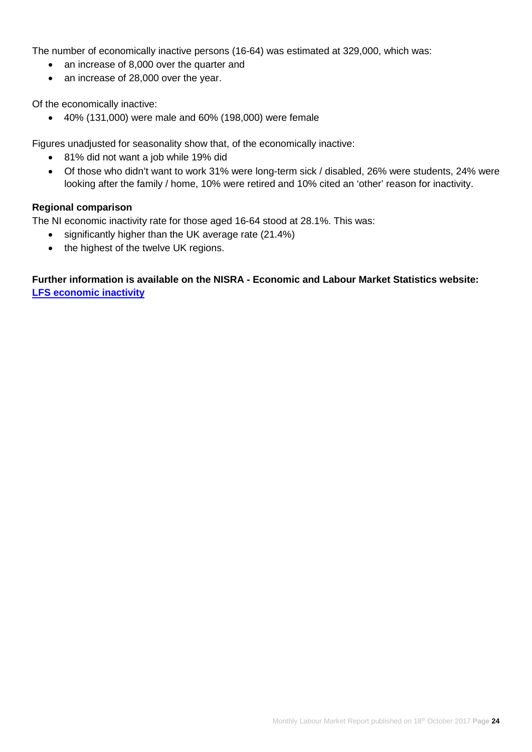The number of economically inactive persons (16-64) was estimated at 329,000, which was:

- an increase of 8,000 over the quarter and
- an increase of 28,000 over the year.

Of the economically inactive:

- 40% (131,000) were male and 60% (198,000) were female

Figures unadjusted for seasonality show that, of the economically inactive:

- 81% did not want a job while 19% did
- Of those who didn't want to work 31% were long-term sick / disabled, 26% were students, 24% were looking after the family / home, 10% were retired and 10% cited an 'other' reason for inactivity.

**Regional comparison**

The NI economic inactivity rate for those aged 16-64 stood at 28.1%. This was:

- significantly higher than the UK average rate (21.4%)
- the highest of the twelve UK regions.

**Further information is available on the NISRA - Economic and Labour Market Statistics website:**
**LFS economic inactivity**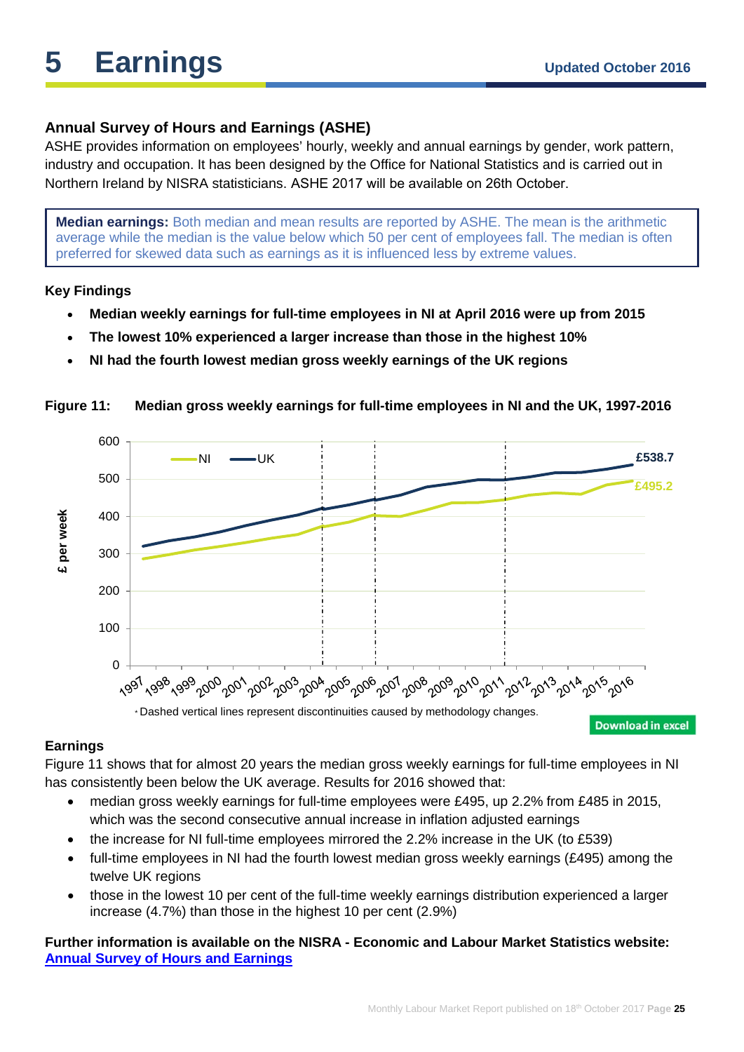# 5 Earnings

Updated October 2016

### Annual Survey of Hours and Earnings (ASHE)

ASHE provides information on employees' hourly, weekly and annual earnings by gender, work pattern, industry and occupation. It has been designed by the Office for National Statistics and is carried out in Northern Ireland by NISRA statisticians. ASHE 2017 will be available on 26th October.

**Median earnings:** Both median and mean results are reported by ASHE. The mean is the arithmetic average while the median is the value below which 50 per cent of employees fall. The median is often preferred for skewed data such as earnings as it is influenced less by extreme values.

### Key Findings

- **Median weekly earnings for full-time employees in NI at April 2016 were up from 2015**
- **The lowest 10% experienced a larger increase than those in the highest 10%**
- **NI had the fourth lowest median gross weekly earnings of the UK regions**

**Figure 11: Median gross weekly earnings for full-time employees in NI and the UK, 1997-2016**

*Dashed vertical lines represent discontinuities caused by methodology changes.

Download in excel

### Earnings

Figure 11 shows that for almost 20 years the median gross weekly earnings for full-time employees in NI has consistently been below the UK average. Results for 2016 showed that:

- median gross weekly earnings for full-time employees were £495, up 2.2% from £485 in 2015, which was the second consecutive annual increase in inflation adjusted earnings
- the increase for NI full-time employees mirrored the 2.2% increase in the UK (to £539)
- full-time employees in NI had the fourth lowest median gross weekly earnings (£495) among the twelve UK regions
- those in the lowest 10 per cent of the full-time weekly earnings distribution experienced a larger increase (4.7%) than those in the highest 10 per cent (2.9%)

**Further information is available on the NISRA - Economic and Labour Market Statistics website:**
**[Annual Survey of Hours and Earnings]**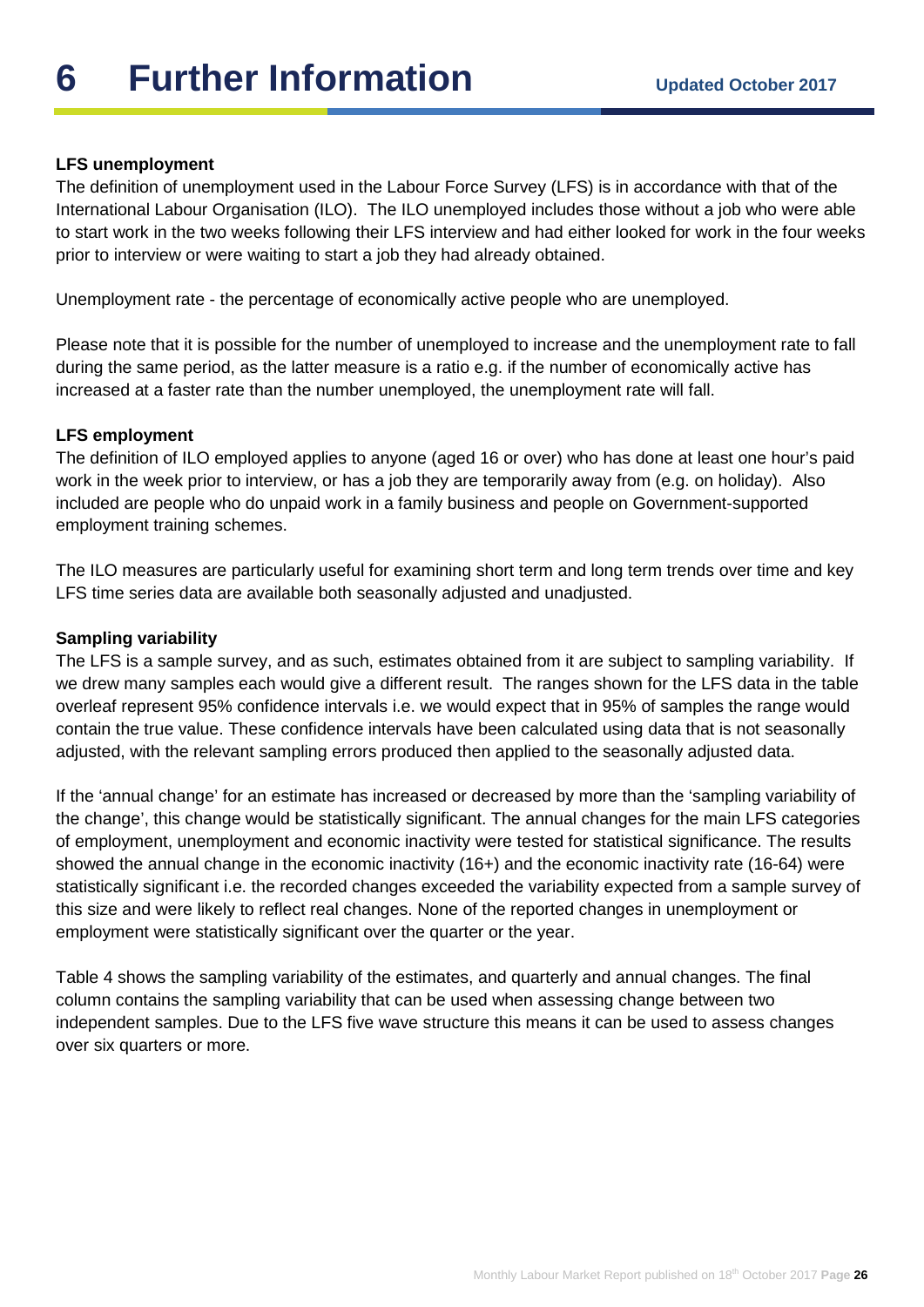# 6 Further Information

**Updated October 2017**

**LFS unemployment**

The definition of unemployment used in the Labour Force Survey (LFS) is in accordance with that of the International Labour Organisation (ILO). The ILO unemployed includes those without a job who were able to start work in the two weeks following their LFS interview and had either looked for work in the four weeks prior to interview or were waiting to start a job they had already obtained.

Unemployment rate - the percentage of economically active people who are unemployed.

Please note that it is possible for the number of unemployed to increase and the unemployment rate to fall during the same period, as the latter measure is a ratio e.g. if the number of economically active has increased at a faster rate than the number unemployed, the unemployment rate will fall.

**LFS employment**

The definition of ILO employed applies to anyone (aged 16 or over) who has done at least one hour's paid work in the week prior to interview, or has a job they are temporarily away from (e.g. on holiday). Also included are people who do unpaid work in a family business and people on Government-supported employment training schemes.

The ILO measures are particularly useful for examining short term and long term trends over time and key LFS time series data are available both seasonally adjusted and unadjusted.

**Sampling variability**

The LFS is a sample survey, and as such, estimates obtained from it are subject to sampling variability. If we drew many samples each would give a different result. The ranges shown for the LFS data in the table overleaf represent 95% confidence intervals i.e. we would expect that in 95% of samples the range would contain the true value. These confidence intervals have been calculated using data that is not seasonally adjusted, with the relevant sampling errors produced then applied to the seasonally adjusted data.

If the 'annual change' for an estimate has increased or decreased by more than the 'sampling variability of the change', this change would be statistically significant. The annual changes for the main LFS categories of employment, unemployment and economic inactivity were tested for statistical significance. The results showed the annual change in the economic inactivity (16+) and the economic inactivity rate (16-64) were statistically significant i.e. the recorded changes exceeded the variability expected from a sample survey of this size and were likely to reflect real changes. None of the reported changes in unemployment or employment were statistically significant over the quarter or the year.

Table 4 shows the sampling variability of the estimates, and quarterly and annual changes. The final column contains the sampling variability that can be used when assessing change between two independent samples. Due to the LFS five wave structure this means it can be used to assess changes over six quarters or more.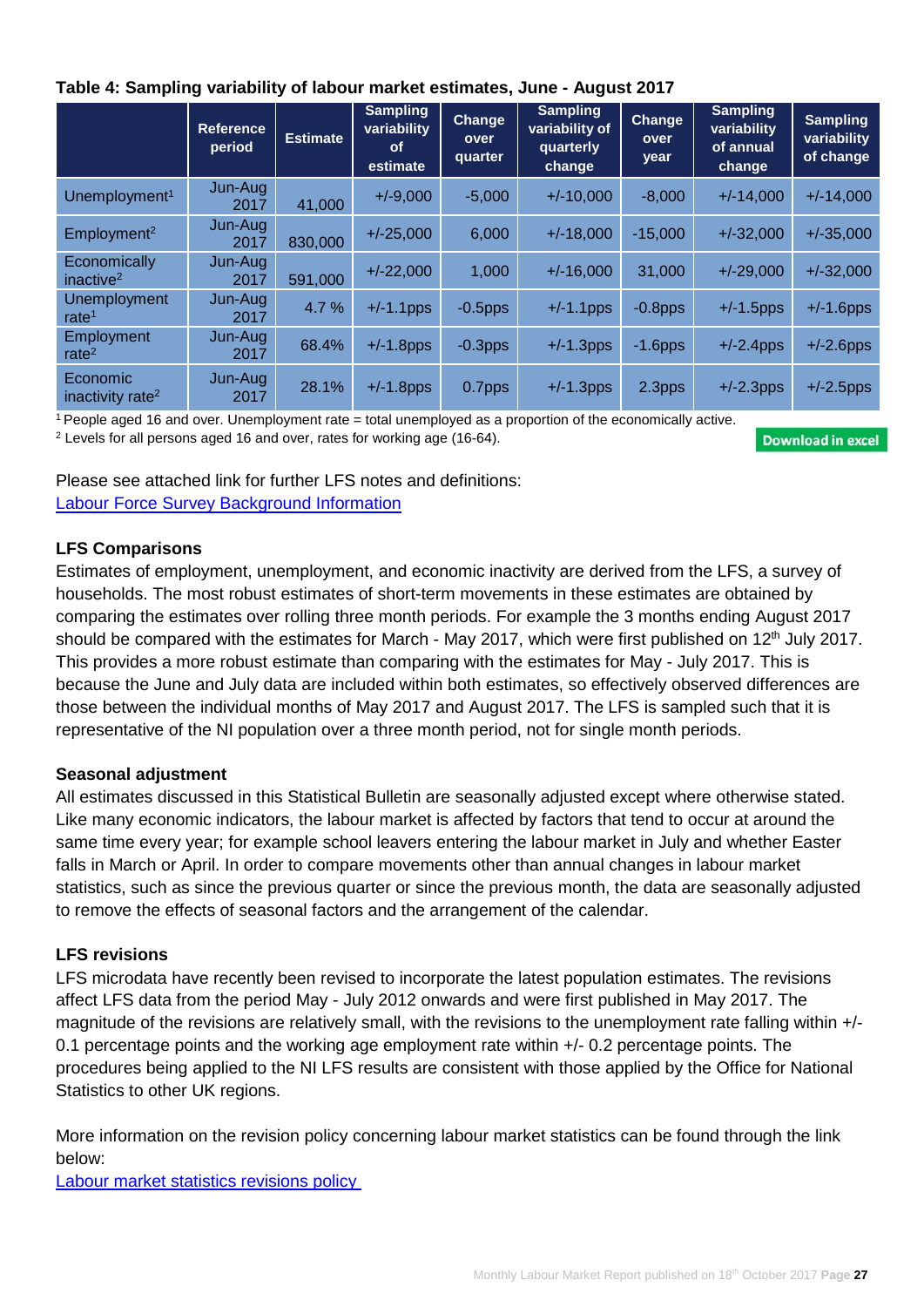**Table 4: Sampling variability of labour market estimates, June - August 2017**

| | Reference period | Estimate | Sampling variability of estimate | Change over quarter | Sampling variability of quarterly change | Change over year | Sampling variability of annual change | Sampling variability of change |
|---|---|---|---|---|---|---|---|---|
| Unemployment[1] | Jun-Aug 2017 | 41,000 | +/-9,000 | -5,000 | +/-10,000 | -8,000 | +/-14,000 | +/-14,000 |
| Employment[2] | Jun-Aug 2017 | 830,000 | +/-25,000 | 6,000 | +/-18,000 | -15,000 | +/-32,000 | +/-35,000 |
| Economically inactive[2] | Jun-Aug 2017 | 591,000 | +/-22,000 | 1,000 | +/-16,000 | 31,000 | +/-29,000 | +/-32,000 |
| Unemployment rate[1] | Jun-Aug 2017 | 4.7 % | +/-1.1pps | -0.5pps | +/-1.1pps | -0.8pps | +/-1.5pps | +/-1.6pps |
| Employment rate[2] | Jun-Aug 2017 | 68.4% | +/-1.8pps | -0.3pps | +/-1.3pps | -1.6pps | +/-2.4pps | +/-2.6pps |
| Economic inactivity rate[2] | Jun-Aug 2017 | 28.1% | +/-1.8pps | 0.7pps | +/-1.3pps | 2.3pps | +/-2.3pps | +/-2.5pps |

[1] People aged 16 and over. Unemployment rate = total unemployed as a proportion of the economically active.
[2] Levels for all persons aged 16 and over, rates for working age (16-64).

Download in excel

Please see attached link for further LFS notes and definitions:
[Labour Force Survey Background Information]

### LFS Comparisons

Estimates of employment, unemployment, and economic inactivity are derived from the LFS, a survey of households. The most robust estimates of short-term movements in these estimates are obtained by comparing the estimates over rolling three month periods. For example the 3 months ending August 2017 should be compared with the estimates for March - May 2017, which were first published on 12th July 2017. This provides a more robust estimate than comparing with the estimates for May - July 2017. This is because the June and July data are included within both estimates, so effectively observed differences are those between the individual months of May 2017 and August 2017. The LFS is sampled such that it is representative of the NI population over a three month period, not for single month periods.

### Seasonal adjustment

All estimates discussed in this Statistical Bulletin are seasonally adjusted except where otherwise stated. Like many economic indicators, the labour market is affected by factors that tend to occur at around the same time every year; for example school leavers entering the labour market in July and whether Easter falls in March or April. In order to compare movements other than annual changes in labour market statistics, such as since the previous quarter or since the previous month, the data are seasonally adjusted to remove the effects of seasonal factors and the arrangement of the calendar.

### LFS revisions

LFS microdata have recently been revised to incorporate the latest population estimates. The revisions affect LFS data from the period May - July 2012 onwards and were first published in May 2017. The magnitude of the revisions are relatively small, with the revisions to the unemployment rate falling within +/- 0.1 percentage points and the working age employment rate within +/- 0.2 percentage points. The procedures being applied to the NI LFS results are consistent with those applied by the Office for National Statistics to other UK regions.

More information on the revision policy concerning labour market statistics can be found through the link below:
[Labour market statistics revisions policy]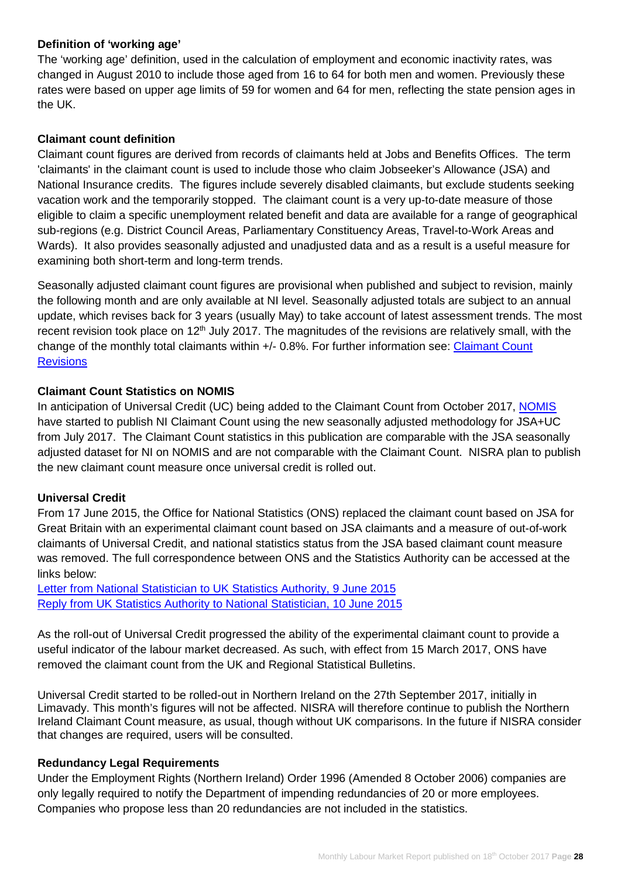**Definition of 'working age'**

The 'working age' definition, used in the calculation of employment and economic inactivity rates, was changed in August 2010 to include those aged from 16 to 64 for both men and women. Previously these rates were based on upper age limits of 59 for women and 64 for men, reflecting the state pension ages in the UK.

**Claimant count definition**

Claimant count figures are derived from records of claimants held at Jobs and Benefits Offices. The term 'claimants' in the claimant count is used to include those who claim Jobseeker's Allowance (JSA) and National Insurance credits. The figures include severely disabled claimants, but exclude students seeking vacation work and the temporarily stopped. The claimant count is a very up-to-date measure of those eligible to claim a specific unemployment related benefit and data are available for a range of geographical sub-regions (e.g. District Council Areas, Parliamentary Constituency Areas, Travel-to-Work Areas and Wards). It also provides seasonally adjusted and unadjusted data and as a result is a useful measure for examining both short-term and long-term trends.

Seasonally adjusted claimant count figures are provisional when published and subject to revision, mainly the following month and are only available at NI level. Seasonally adjusted totals are subject to an annual update, which revises back for 3 years (usually May) to take account of latest assessment trends. The most recent revision took place on 12th July 2017. The magnitudes of the revisions are relatively small, with the change of the monthly total claimants within +/- 0.8%. For further information see: Claimant Count Revisions

**Claimant Count Statistics on NOMIS**

In anticipation of Universal Credit (UC) being added to the Claimant Count from October 2017, NOMIS have started to publish NI Claimant Count using the new seasonally adjusted methodology for JSA+UC from July 2017. The Claimant Count statistics in this publication are comparable with the JSA seasonally adjusted dataset for NI on NOMIS and are not comparable with the Claimant Count. NISRA plan to publish the new claimant count measure once universal credit is rolled out.

**Universal Credit**

From 17 June 2015, the Office for National Statistics (ONS) replaced the claimant count based on JSA for Great Britain with an experimental claimant count based on JSA claimants and a measure of out-of-work claimants of Universal Credit, and national statistics status from the JSA based claimant count measure was removed. The full correspondence between ONS and the Statistics Authority can be accessed at the links below:

Letter from National Statistician to UK Statistics Authority, 9 June 2015
Reply from UK Statistics Authority to National Statistician, 10 June 2015

As the roll-out of Universal Credit progressed the ability of the experimental claimant count to provide a useful indicator of the labour market decreased. As such, with effect from 15 March 2017, ONS have removed the claimant count from the UK and Regional Statistical Bulletins.

Universal Credit started to be rolled-out in Northern Ireland on the 27th September 2017, initially in Limavady. This month's figures will not be affected. NISRA will therefore continue to publish the Northern Ireland Claimant Count measure, as usual, though without UK comparisons. In the future if NISRA consider that changes are required, users will be consulted.

**Redundancy Legal Requirements**

Under the Employment Rights (Northern Ireland) Order 1996 (Amended 8 October 2006) companies are only legally required to notify the Department of impending redundancies of 20 or more employees. Companies who propose less than 20 redundancies are not included in the statistics.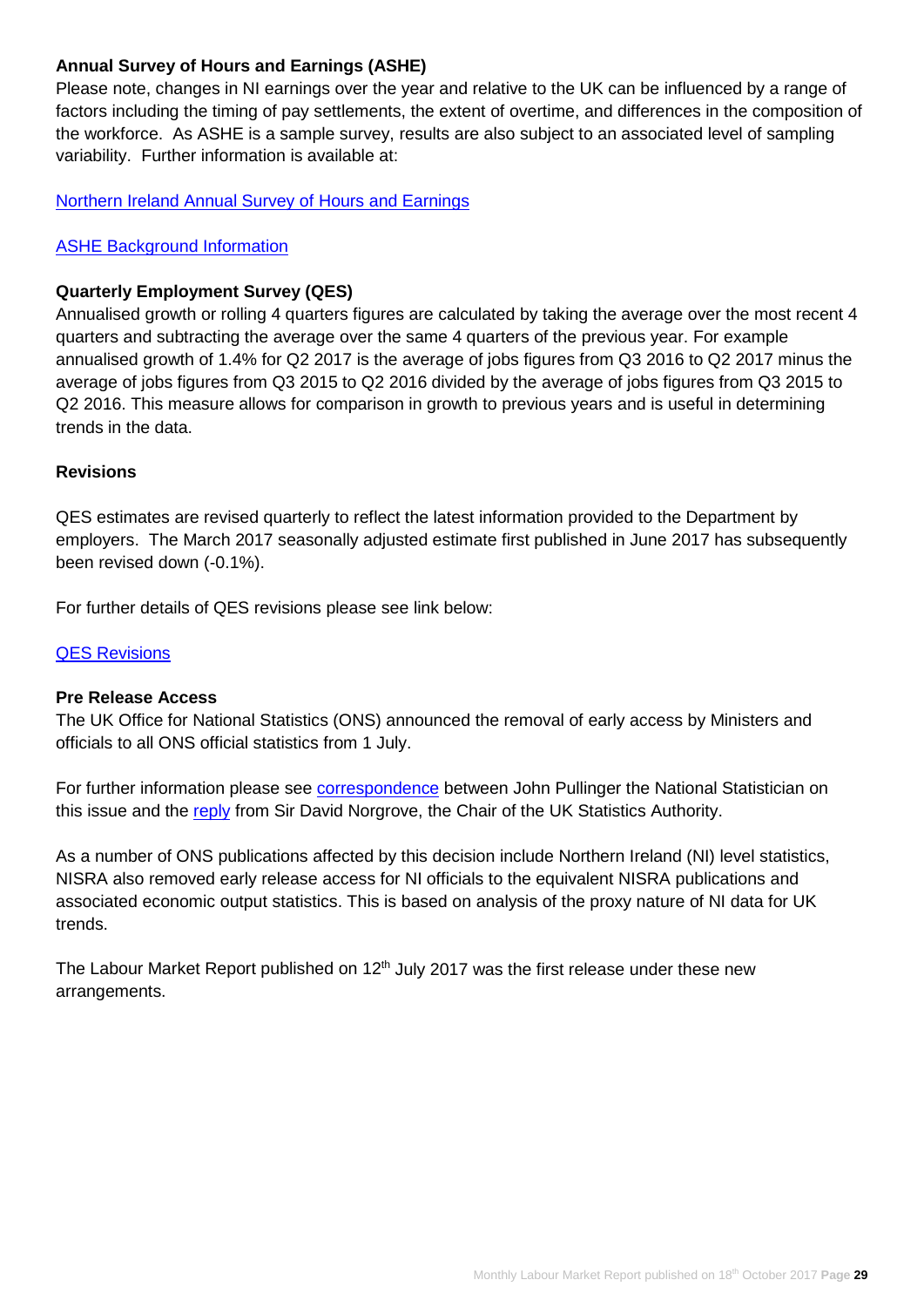**Annual Survey of Hours and Earnings (ASHE)**

Please note, changes in NI earnings over the year and relative to the UK can be influenced by a range of factors including the timing of pay settlements, the extent of overtime, and differences in the composition of the workforce. As ASHE is a sample survey, results are also subject to an associated level of sampling variability. Further information is available at:

[Northern Ireland Annual Survey of Hours and Earnings]

[ASHE Background Information]

**Quarterly Employment Survey (QES)**

Annualised growth or rolling 4 quarters figures are calculated by taking the average over the most recent 4 quarters and subtracting the average over the same 4 quarters of the previous year. For example annualised growth of 1.4% for Q2 2017 is the average of jobs figures from Q3 2016 to Q2 2017 minus the average of jobs figures from Q3 2015 to Q2 2016 divided by the average of jobs figures from Q3 2015 to Q2 2016. This measure allows for comparison in growth to previous years and is useful in determining trends in the data.

**Revisions**

QES estimates are revised quarterly to reflect the latest information provided to the Department by employers. The March 2017 seasonally adjusted estimate first published in June 2017 has subsequently been revised down (-0.1%).

For further details of QES revisions please see link below:

[QES Revisions]

**Pre Release Access**

The UK Office for National Statistics (ONS) announced the removal of early access by Ministers and officials to all ONS official statistics from 1 July.

For further information please see [correspondence] between John Pullinger the National Statistician on this issue and the [reply] from Sir David Norgrove, the Chair of the UK Statistics Authority.

As a number of ONS publications affected by this decision include Northern Ireland (NI) level statistics, NISRA also removed early release access for NI officials to the equivalent NISRA publications and associated economic output statistics. This is based on analysis of the proxy nature of NI data for UK trends.

The Labour Market Report published on 12th July 2017 was the first release under these new arrangements.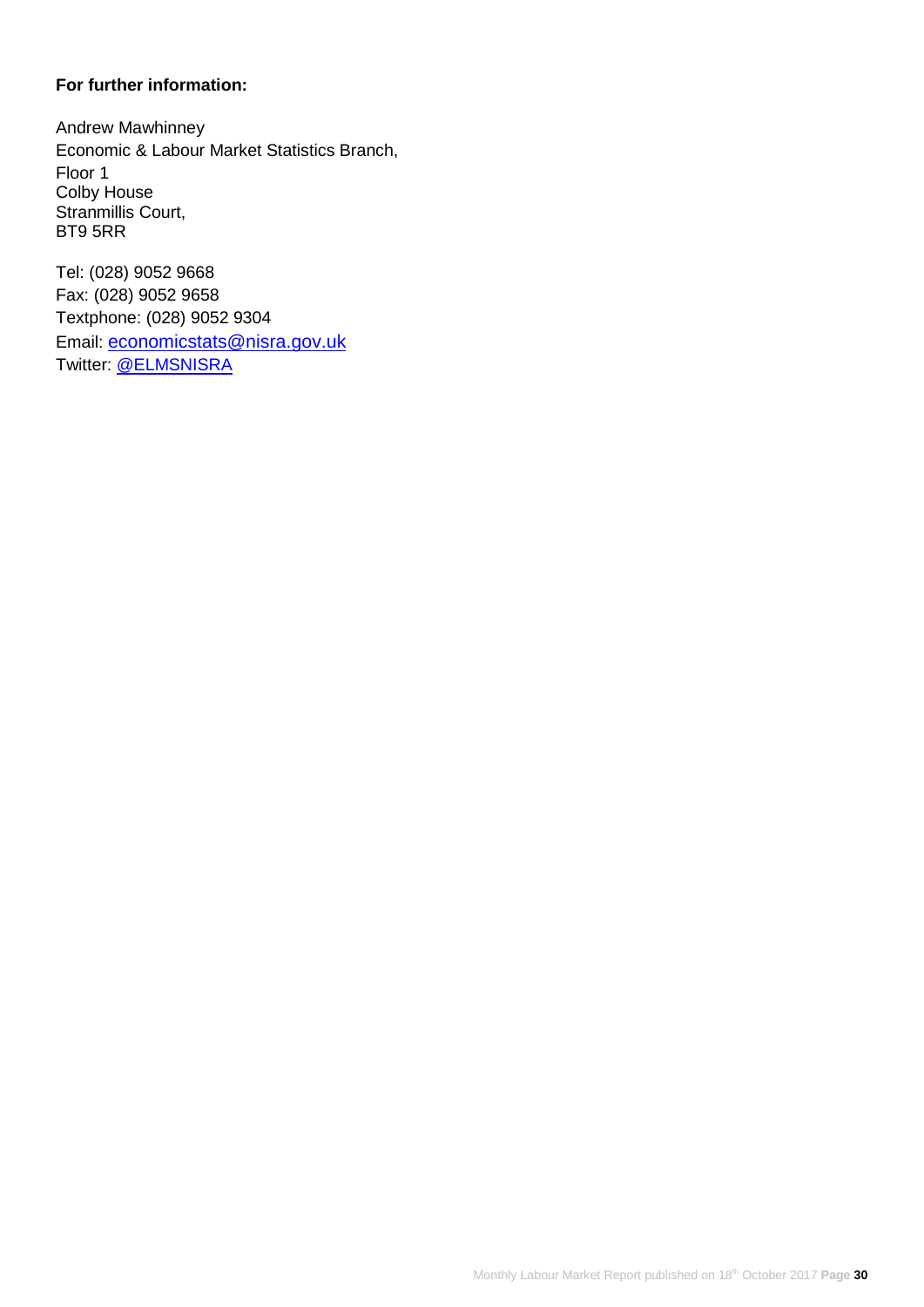**For further information:**

Andrew Mawhinney
Economic & Labour Market Statistics Branch,
Floor 1
Colby House
Stranmillis Court,
BT9 5RR

Tel: (028) 9052 9668
Fax: (028) 9052 9658
Textphone: (028) 9052 9304
Email: economicstats@nisra.gov.uk
Twitter: @ELMSNISRA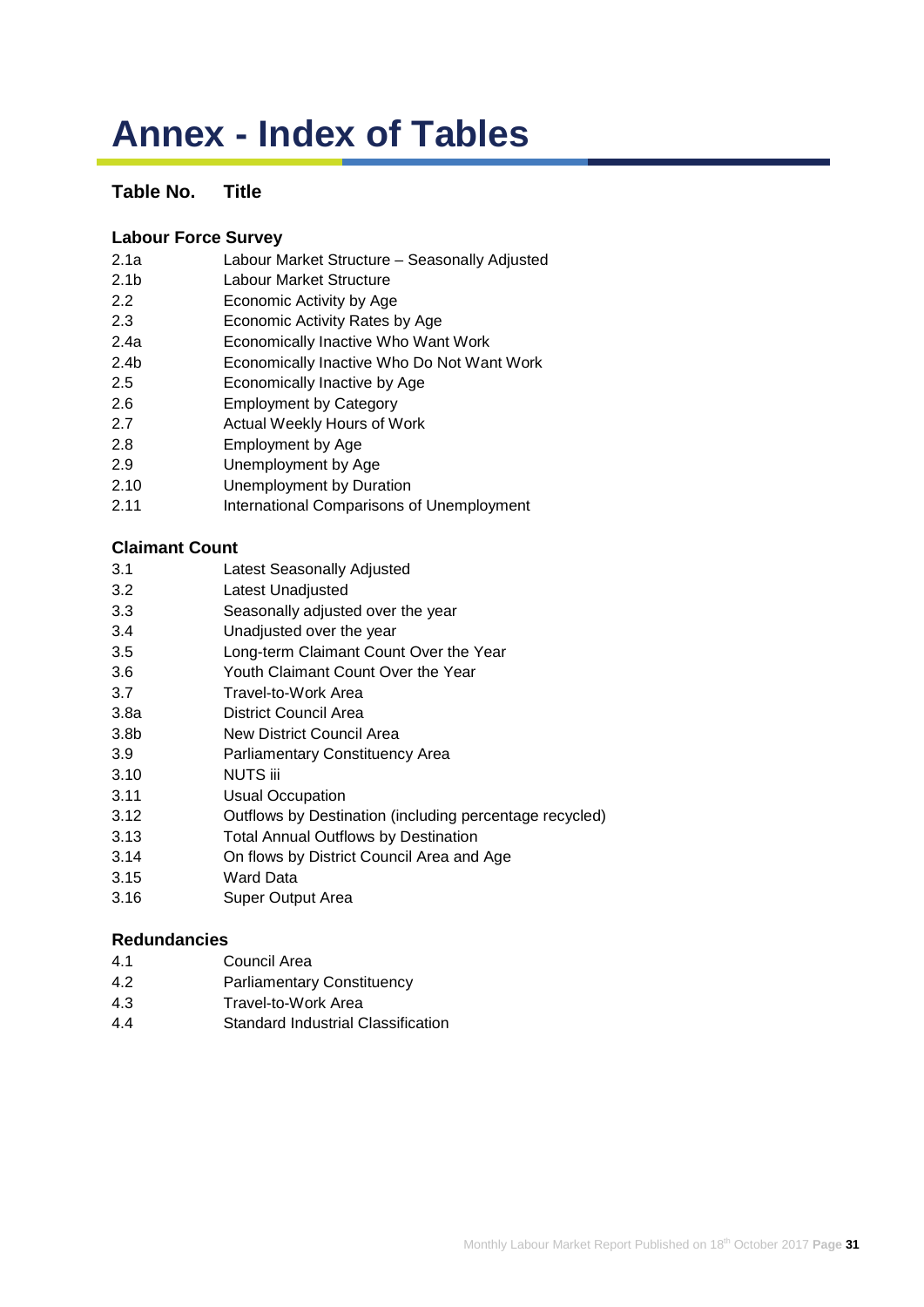# Annex - Index of Tables

| Table No. | Title |
|---|---|
| **Labour Force Survey** | |
| 2.1a | Labour Market Structure – Seasonally Adjusted |
| 2.1b | Labour Market Structure |
| 2.2 | Economic Activity by Age |
| 2.3 | Economic Activity Rates by Age |
| 2.4a | Economically Inactive Who Want Work |
| 2.4b | Economically Inactive Who Do Not Want Work |
| 2.5 | Economically Inactive by Age |
| 2.6 | Employment by Category |
| 2.7 | Actual Weekly Hours of Work |
| 2.8 | Employment by Age |
| 2.9 | Unemployment by Age |
| 2.10 | Unemployment by Duration |
| 2.11 | International Comparisons of Unemployment |
| **Claimant Count** | |
| 3.1 | Latest Seasonally Adjusted |
| 3.2 | Latest Unadjusted |
| 3.3 | Seasonally adjusted over the year |
| 3.4 | Unadjusted over the year |
| 3.5 | Long-term Claimant Count Over the Year |
| 3.6 | Youth Claimant Count Over the Year |
| 3.7 | Travel-to-Work Area |
| 3.8a | District Council Area |
| 3.8b | New District Council Area |
| 3.9 | Parliamentary Constituency Area |
| 3.10 | NUTS iii |
| 3.11 | Usual Occupation |
| 3.12 | Outflows by Destination (including percentage recycled) |
| 3.13 | Total Annual Outflows by Destination |
| 3.14 | On flows by District Council Area and Age |
| 3.15 | Ward Data |
| 3.16 | Super Output Area |
| **Redundancies** | |
| 4.1 | Council Area |
| 4.2 | Parliamentary Constituency |
| 4.3 | Travel-to-Work Area |
| 4.4 | Standard Industrial Classification |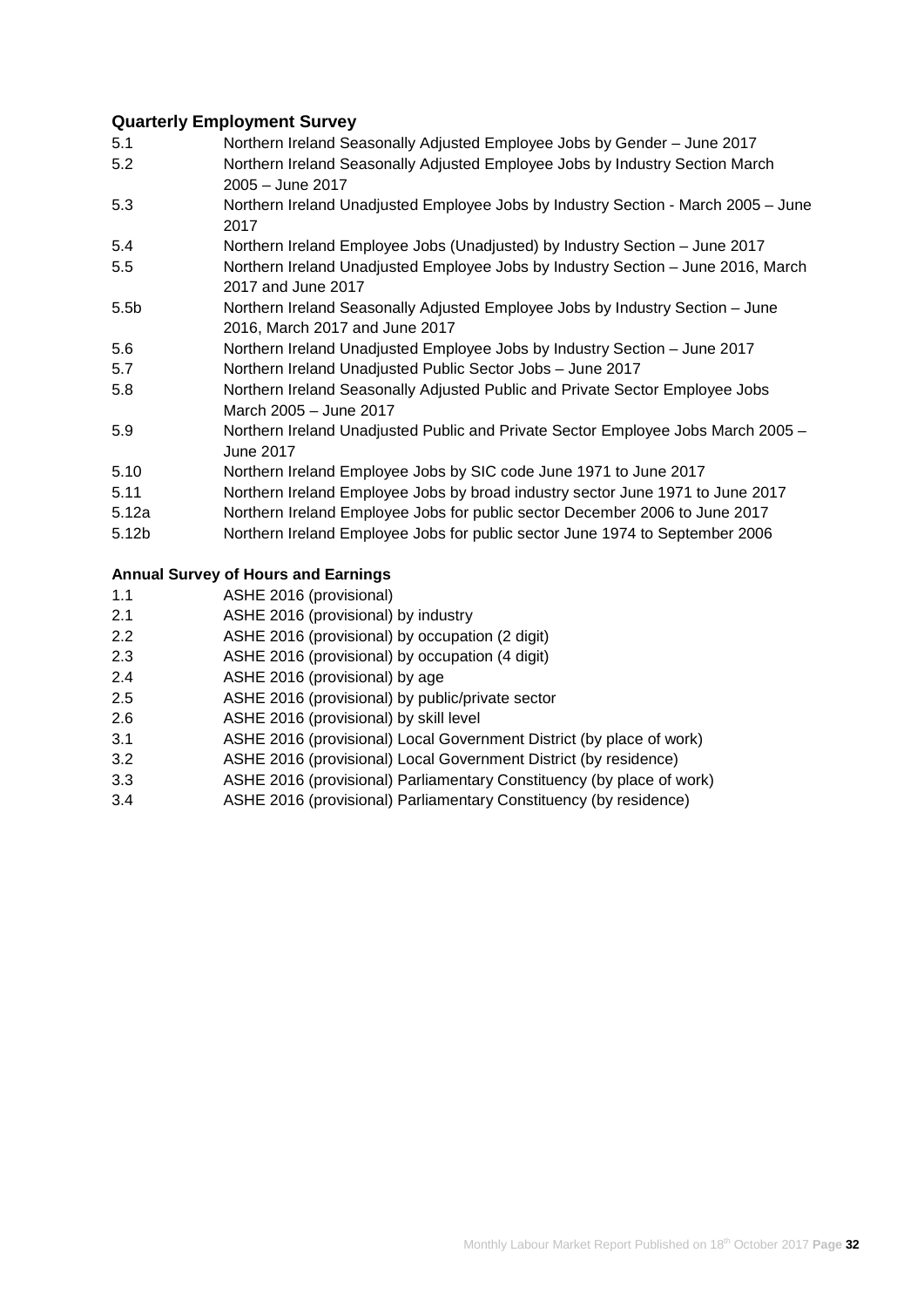### Quarterly Employment Survey

| | |
|---|---|
| 5.1 | Northern Ireland Seasonally Adjusted Employee Jobs by Gender – June 2017 |
| 5.2 | Northern Ireland Seasonally Adjusted Employee Jobs by Industry Section March 2005 – June 2017 |
| 5.3 | Northern Ireland Unadjusted Employee Jobs by Industry Section - March 2005 – June 2017 |
| 5.4 | Northern Ireland Employee Jobs (Unadjusted) by Industry Section – June 2017 |
| 5.5 | Northern Ireland Unadjusted Employee Jobs by Industry Section – June 2016, March 2017 and June 2017 |
| 5.5b | Northern Ireland Seasonally Adjusted Employee Jobs by Industry Section – June 2016, March 2017 and June 2017 |
| 5.6 | Northern Ireland Unadjusted Employee Jobs by Industry Section – June 2017 |
| 5.7 | Northern Ireland Unadjusted Public Sector Jobs – June 2017 |
| 5.8 | Northern Ireland Seasonally Adjusted Public and Private Sector Employee Jobs March 2005 – June 2017 |
| 5.9 | Northern Ireland Unadjusted Public and Private Sector Employee Jobs March 2005 – June 2017 |
| 5.10 | Northern Ireland Employee Jobs by SIC code June 1971 to June 2017 |
| 5.11 | Northern Ireland Employee Jobs by broad industry sector June 1971 to June 2017 |
| 5.12a | Northern Ireland Employee Jobs for public sector December 2006 to June 2017 |
| 5.12b | Northern Ireland Employee Jobs for public sector June 1974 to September 2006 |

### Annual Survey of Hours and Earnings

| | |
|---|---|
| 1.1 | ASHE 2016 (provisional) |
| 2.1 | ASHE 2016 (provisional) by industry |
| 2.2 | ASHE 2016 (provisional) by occupation (2 digit) |
| 2.3 | ASHE 2016 (provisional) by occupation (4 digit) |
| 2.4 | ASHE 2016 (provisional) by age |
| 2.5 | ASHE 2016 (provisional) by public/private sector |
| 2.6 | ASHE 2016 (provisional) by skill level |
| 3.1 | ASHE 2016 (provisional) Local Government District (by place of work) |
| 3.2 | ASHE 2016 (provisional) Local Government District (by residence) |
| 3.3 | ASHE 2016 (provisional) Parliamentary Constituency (by place of work) |
| 3.4 | ASHE 2016 (provisional) Parliamentary Constituency (by residence) |